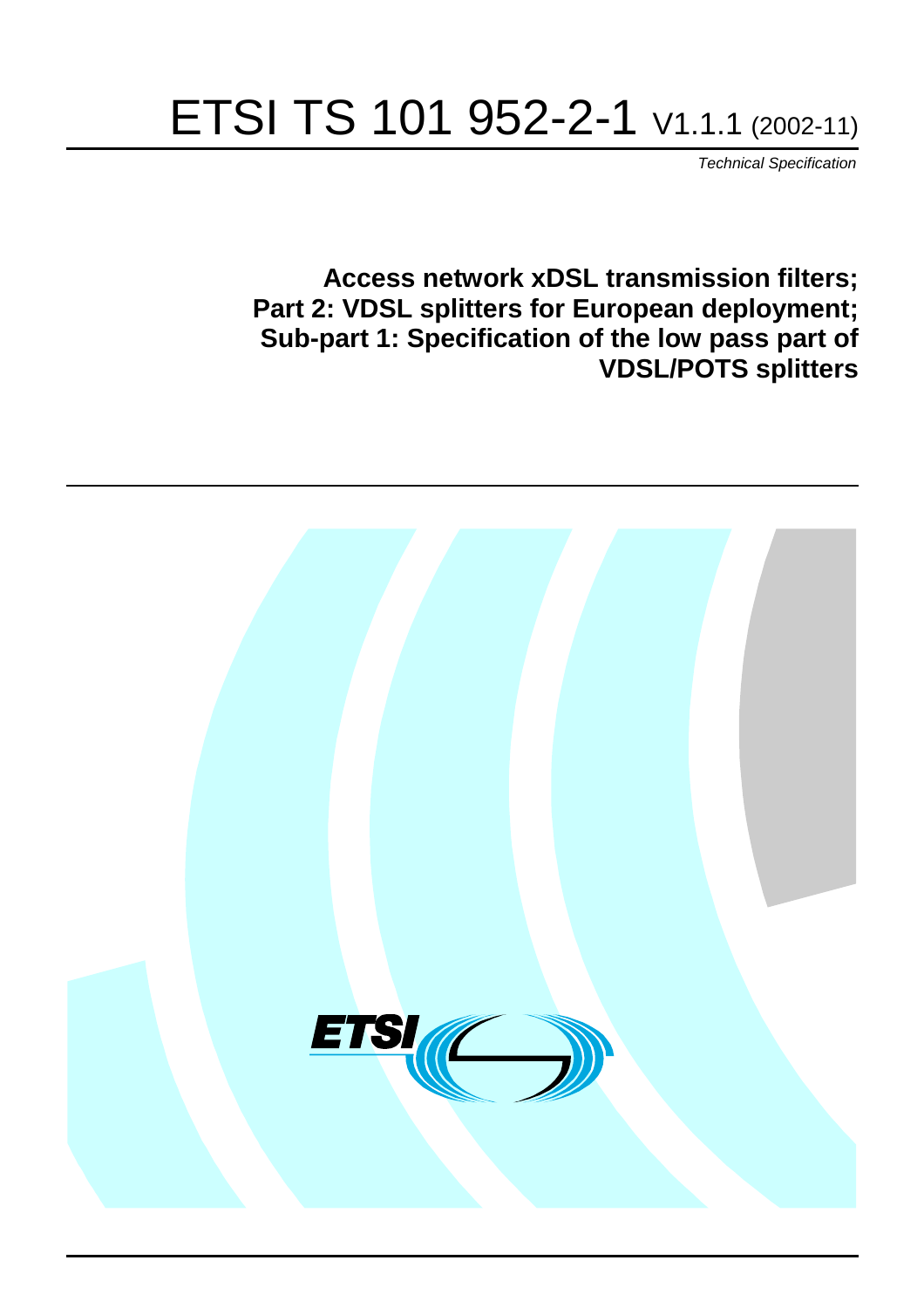# ETSI TS 101 952-2-1 V1.1.1 (2002-11)

*Technical Specification*

**Access network xDSL transmission filters;
Part 2: VDSL splitters for European deployment;
Sub-part 1: Specification of the low pass part of
VDSL/POTS splitters**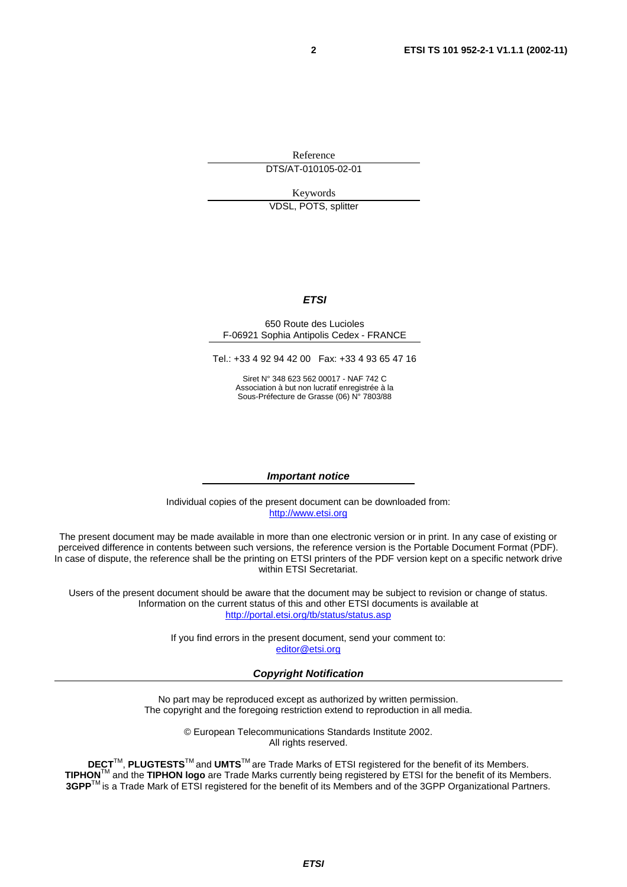Reference

DTS/AT-010105-02-01

Keywords

VDSL, POTS, splitter

***ETSI***

650 Route des Lucioles
F-06921 Sophia Antipolis Cedex - FRANCE

Tel.: +33 4 92 94 42 00 Fax: +33 4 93 65 47 16

Siret N° 348 623 562 00017 - NAF 742 C
Association à but non lucratif enregistrée à la
Sous-Préfecture de Grasse (06) N° 7803/88

***Important notice***

Individual copies of the present document can be downloaded from:
http://www.etsi.org

The present document may be made available in more than one electronic version or in print. In any case of existing or perceived difference in contents between such versions, the reference version is the Portable Document Format (PDF). In case of dispute, the reference shall be the printing on ETSI printers of the PDF version kept on a specific network drive within ETSI Secretariat.

Users of the present document should be aware that the document may be subject to revision or change of status. Information on the current status of this and other ETSI documents is available at
http://portal.etsi.org/tb/status/status.asp

If you find errors in the present document, send your comment to:
editor@etsi.org

***Copyright Notification***

No part may be reproduced except as authorized by written permission.
The copyright and the foregoing restriction extend to reproduction in all media.

© European Telecommunications Standards Institute 2002.
All rights reserved.

**DECT**TM, **PLUGTESTS**TM and **UMTS**TM are Trade Marks of ETSI registered for the benefit of its Members.
**TIPHON**TM and the **TIPHON logo** are Trade Marks currently being registered by ETSI for the benefit of its Members.
**3GPP**TM is a Trade Mark of ETSI registered for the benefit of its Members and of the 3GPP Organizational Partners.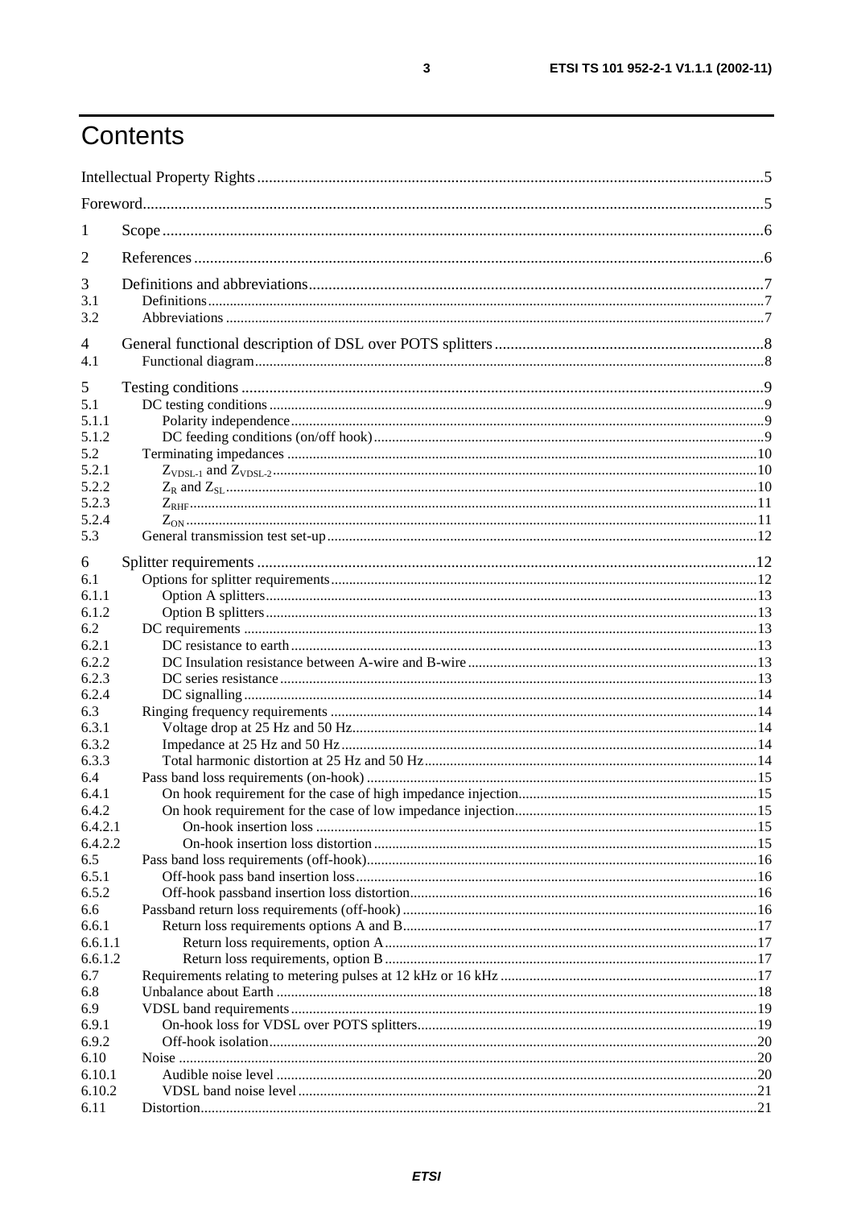# Contents

Intellectual Property Rights ....................................................................................................................................5

Foreword.................................................................................................................................................................5

1 Scope ..................................................................................................................................................................6

2 References ..........................................................................................................................................................6

3 Definitions and abbreviations ..............................................................................................................................7
3.1 Definitions ........................................................................................................................................................7
3.2 Abbreviations ....................................................................................................................................................7

4 General functional description of DSL over POTS splitters ..............................................................................8
4.1 Functional diagram ...........................................................................................................................................8

5 Testing conditions ...............................................................................................................................................9
5.1 DC testing conditions ........................................................................................................................................9
5.1.1 Polarity independence ....................................................................................................................................9
5.1.2 DC feeding conditions (on/off hook) .............................................................................................................9
5.2 Terminating impedances .................................................................................................................................10
5.2.1 $Z_{VDSL-1}$ and $Z_{VDSL-2}$ ....................................................................................................................10
5.2.2 $Z_R$ and $Z_{SL}$ .......................................................................................................................................10
5.2.3 $Z_{RHF}$ ......................................................................................................................................................11
5.2.4 $Z_{ON}$ .......................................................................................................................................................11
5.3 General transmission test set-up .....................................................................................................................12

6 Splitter requirements .........................................................................................................................................12
6.1 Options for splitter requirements .....................................................................................................................12
6.1.1 Option A splitters .........................................................................................................................................13
6.1.2 Option B splitters .........................................................................................................................................13
6.2 DC requirements .............................................................................................................................................13
6.2.1 DC resistance to earth ..................................................................................................................................13
6.2.2 DC Insulation resistance between A-wire and B-wire .................................................................................13
6.2.3 DC series resistance .....................................................................................................................................13
6.2.4 DC signalling ...............................................................................................................................................14
6.3 Ringing frequency requirements .....................................................................................................................14
6.3.1 Voltage drop at 25 Hz and 50 Hz .................................................................................................................14
6.3.2 Impedance at 25 Hz and 50 Hz ....................................................................................................................14
6.3.3 Total harmonic distortion at 25 Hz and 50 Hz .............................................................................................14
6.4 Pass band loss requirements (on-hook) ...........................................................................................................15
6.4.1 On hook requirement for the case of high impedance injection ...................................................................15
6.4.2 On hook requirement for the case of low impedance injection ....................................................................15
6.4.2.1 On-hook insertion loss ..............................................................................................................................15
6.4.2.2 On-hook insertion loss distortion .............................................................................................................15
6.5 Pass band loss requirements (off-hook) ...........................................................................................................16
6.5.1 Off-hook pass band insertion loss .................................................................................................................16
6.5.2 Off-hook passband insertion loss distortion .................................................................................................16
6.6 Passband return loss requirements (off-hook) .................................................................................................16
6.6.1 Return loss requirements options A and B ...................................................................................................17
6.6.1.1 Return loss requirements, option A ..........................................................................................................17
6.6.1.2 Return loss requirements, option B ..........................................................................................................17
6.7 Requirements relating to metering pulses at 12 kHz or 16 kHz .......................................................................17
6.8 Unbalance about Earth ....................................................................................................................................18
6.9 VDSL band requirements ................................................................................................................................19
6.9.1 On-hook loss for VDSL over POTS splitters ................................................................................................19
6.9.2 Off-hook isolation ........................................................................................................................................20
6.10 Noise ..............................................................................................................................................................20
6.10.1 Audible noise level .....................................................................................................................................20
6.10.2 VDSL band noise level ...............................................................................................................................21
6.11 Distortion .......................................................................................................................................................21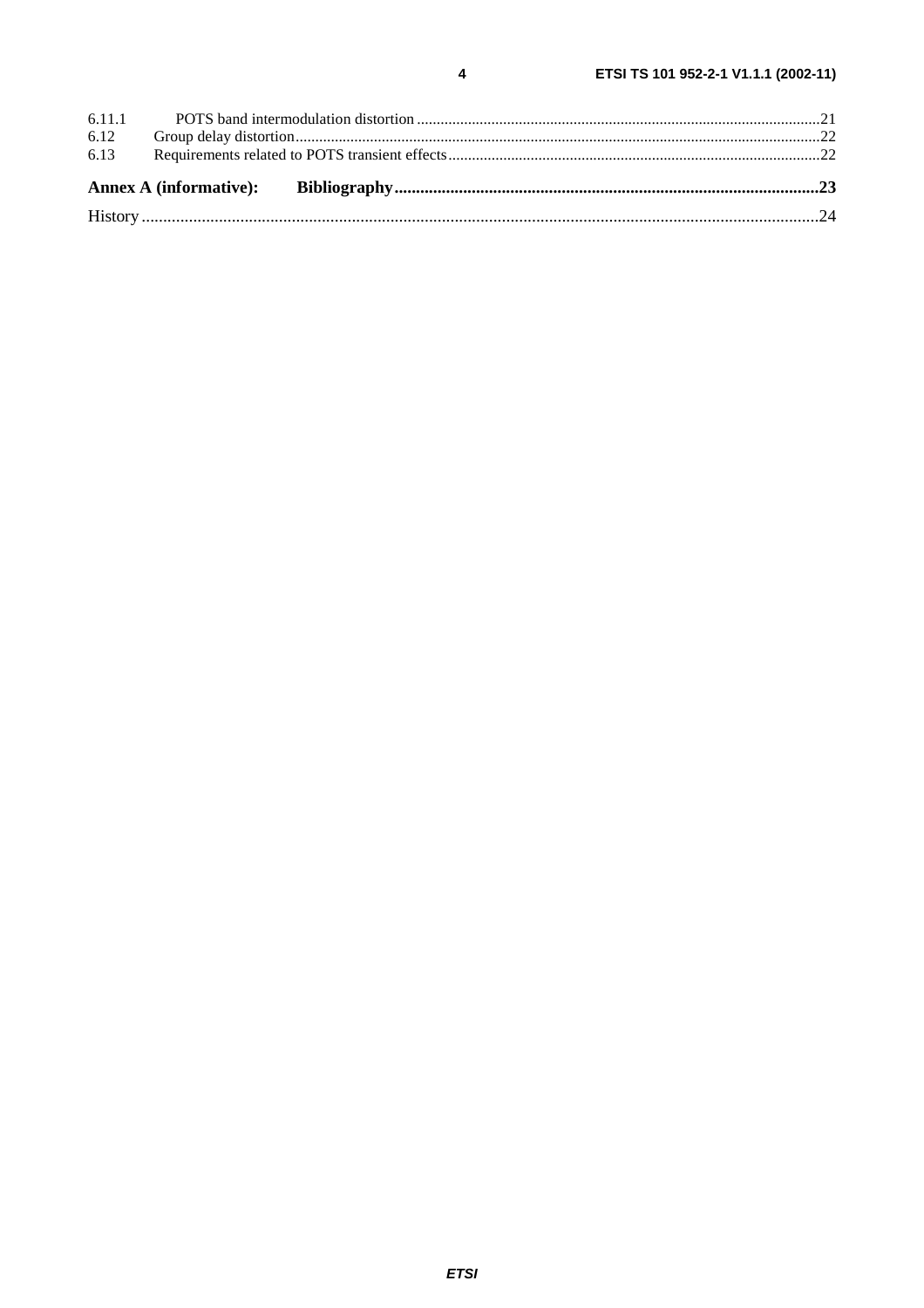6.11.1 POTS band intermodulation distortion ......................................................................................................21
6.12 Group delay distortion....................................................................................................................................22
6.13 Requirements related to POTS transient effects..............................................................................................22

**Annex A (informative): Bibliography..................................................................................................23**

History ..............................................................................................................................................................24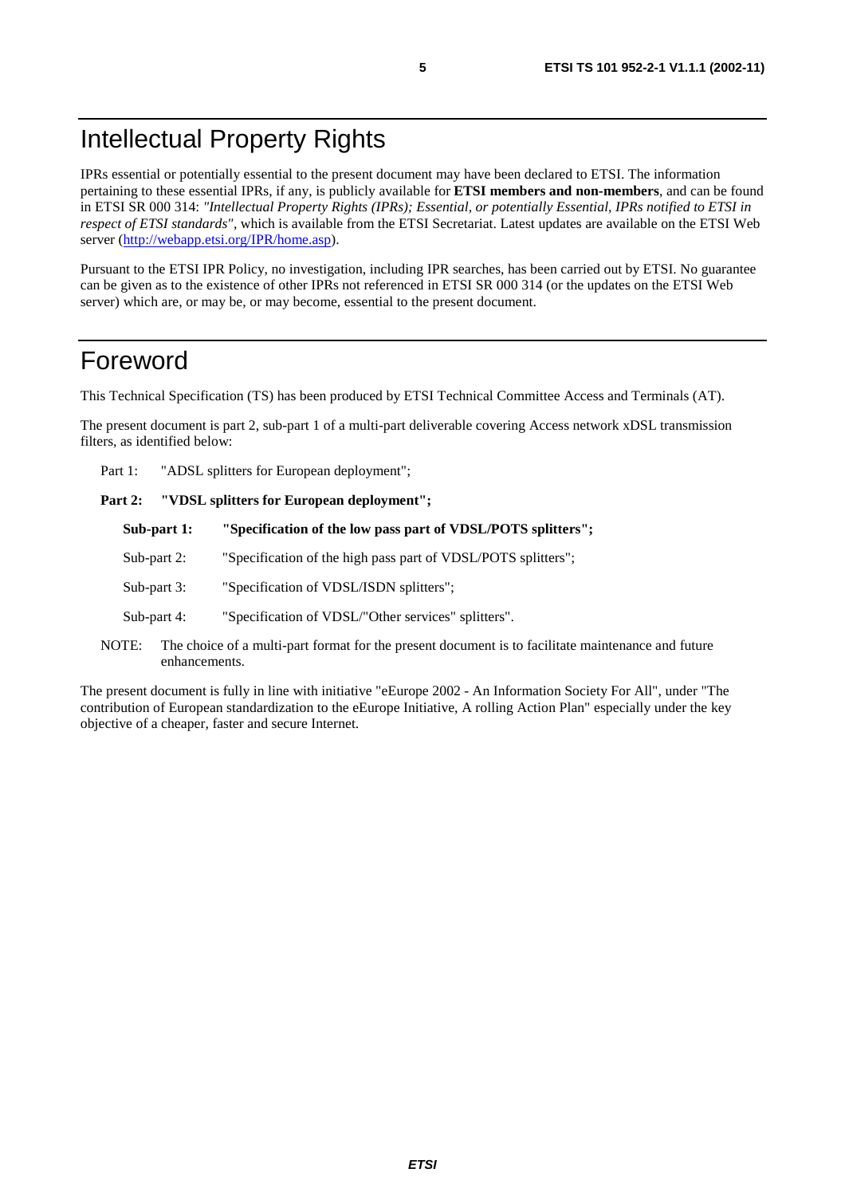# Intellectual Property Rights

IPRs essential or potentially essential to the present document may have been declared to ETSI. The information pertaining to these essential IPRs, if any, is publicly available for **ETSI members and non-members**, and can be found in ETSI SR 000 314: *"Intellectual Property Rights (IPRs); Essential, or potentially Essential, IPRs notified to ETSI in respect of ETSI standards"*, which is available from the ETSI Secretariat. Latest updates are available on the ETSI Web server (http://webapp.etsi.org/IPR/home.asp).

Pursuant to the ETSI IPR Policy, no investigation, including IPR searches, has been carried out by ETSI. No guarantee can be given as to the existence of other IPRs not referenced in ETSI SR 000 314 (or the updates on the ETSI Web server) which are, or may be, or may become, essential to the present document.

# Foreword

This Technical Specification (TS) has been produced by ETSI Technical Committee Access and Terminals (AT).

The present document is part 2, sub-part 1 of a multi-part deliverable covering Access network xDSL transmission filters, as identified below:

Part 1: "ADSL splitters for European deployment";

**Part 2: "VDSL splitters for European deployment";**

- **Sub-part 1: "Specification of the low pass part of VDSL/POTS splitters";**
- Sub-part 2: "Specification of the high pass part of VDSL/POTS splitters";
- Sub-part 3: "Specification of VDSL/ISDN splitters";
- Sub-part 4: "Specification of VDSL/"Other services" splitters".

NOTE: The choice of a multi-part format for the present document is to facilitate maintenance and future enhancements.

The present document is fully in line with initiative "eEurope 2002 - An Information Society For All", under "The contribution of European standardization to the eEurope Initiative, A rolling Action Plan" especially under the key objective of a cheaper, faster and secure Internet.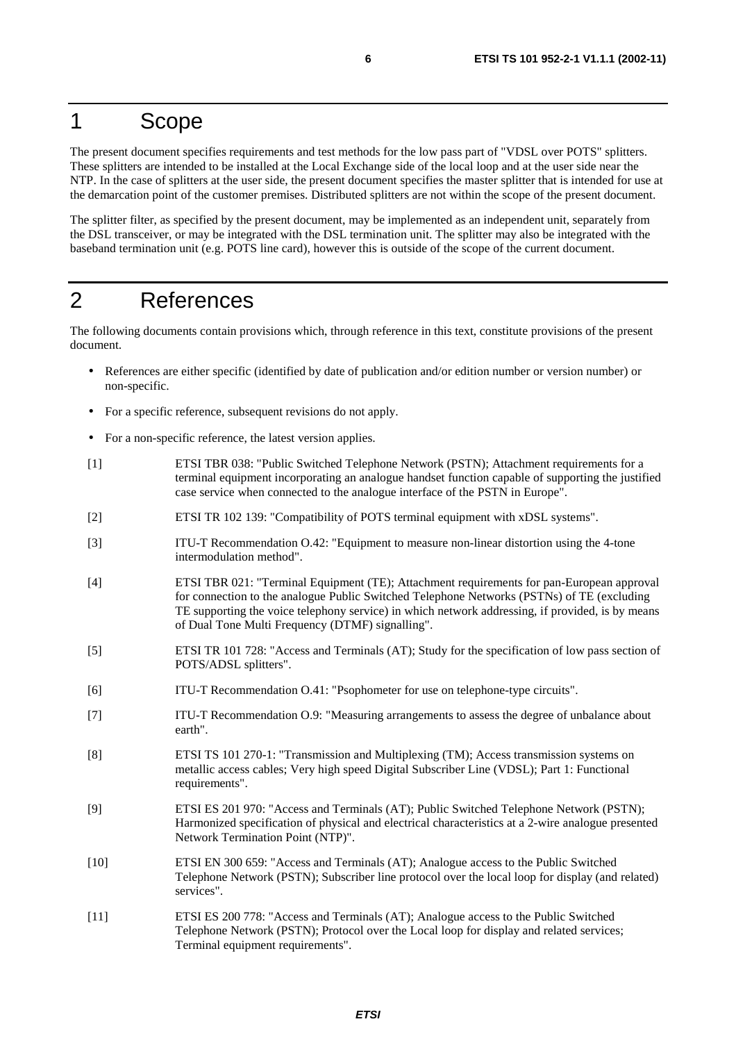# 1 Scope

The present document specifies requirements and test methods for the low pass part of "VDSL over POTS" splitters. These splitters are intended to be installed at the Local Exchange side of the local loop and at the user side near the NTP. In the case of splitters at the user side, the present document specifies the master splitter that is intended for use at the demarcation point of the customer premises. Distributed splitters are not within the scope of the present document.

The splitter filter, as specified by the present document, may be implemented as an independent unit, separately from the DSL transceiver, or may be integrated with the DSL termination unit. The splitter may also be integrated with the baseband termination unit (e.g. POTS line card), however this is outside of the scope of the current document.

# 2 References

The following documents contain provisions which, through reference in this text, constitute provisions of the present document.

- References are either specific (identified by date of publication and/or edition number or version number) or non-specific.
- For a specific reference, subsequent revisions do not apply.
- For a non-specific reference, the latest version applies.

[1] ETSI TBR 038: "Public Switched Telephone Network (PSTN); Attachment requirements for a terminal equipment incorporating an analogue handset function capable of supporting the justified case service when connected to the analogue interface of the PSTN in Europe".

[2] ETSI TR 102 139: "Compatibility of POTS terminal equipment with xDSL systems".

[3] ITU-T Recommendation O.42: "Equipment to measure non-linear distortion using the 4-tone intermodulation method".

[4] ETSI TBR 021: "Terminal Equipment (TE); Attachment requirements for pan-European approval for connection to the analogue Public Switched Telephone Networks (PSTNs) of TE (excluding TE supporting the voice telephony service) in which network addressing, if provided, is by means of Dual Tone Multi Frequency (DTMF) signalling".

[5] ETSI TR 101 728: "Access and Terminals (AT); Study for the specification of low pass section of POTS/ADSL splitters".

[6] ITU-T Recommendation O.41: "Psophometer for use on telephone-type circuits".

[7] ITU-T Recommendation O.9: "Measuring arrangements to assess the degree of unbalance about earth".

[8] ETSI TS 101 270-1: "Transmission and Multiplexing (TM); Access transmission systems on metallic access cables; Very high speed Digital Subscriber Line (VDSL); Part 1: Functional requirements".

[9] ETSI ES 201 970: "Access and Terminals (AT); Public Switched Telephone Network (PSTN); Harmonized specification of physical and electrical characteristics at a 2-wire analogue presented Network Termination Point (NTP)".

[10] ETSI EN 300 659: "Access and Terminals (AT); Analogue access to the Public Switched Telephone Network (PSTN); Subscriber line protocol over the local loop for display (and related) services".

[11] ETSI ES 200 778: "Access and Terminals (AT); Analogue access to the Public Switched Telephone Network (PSTN); Protocol over the Local loop for display and related services; Terminal equipment requirements".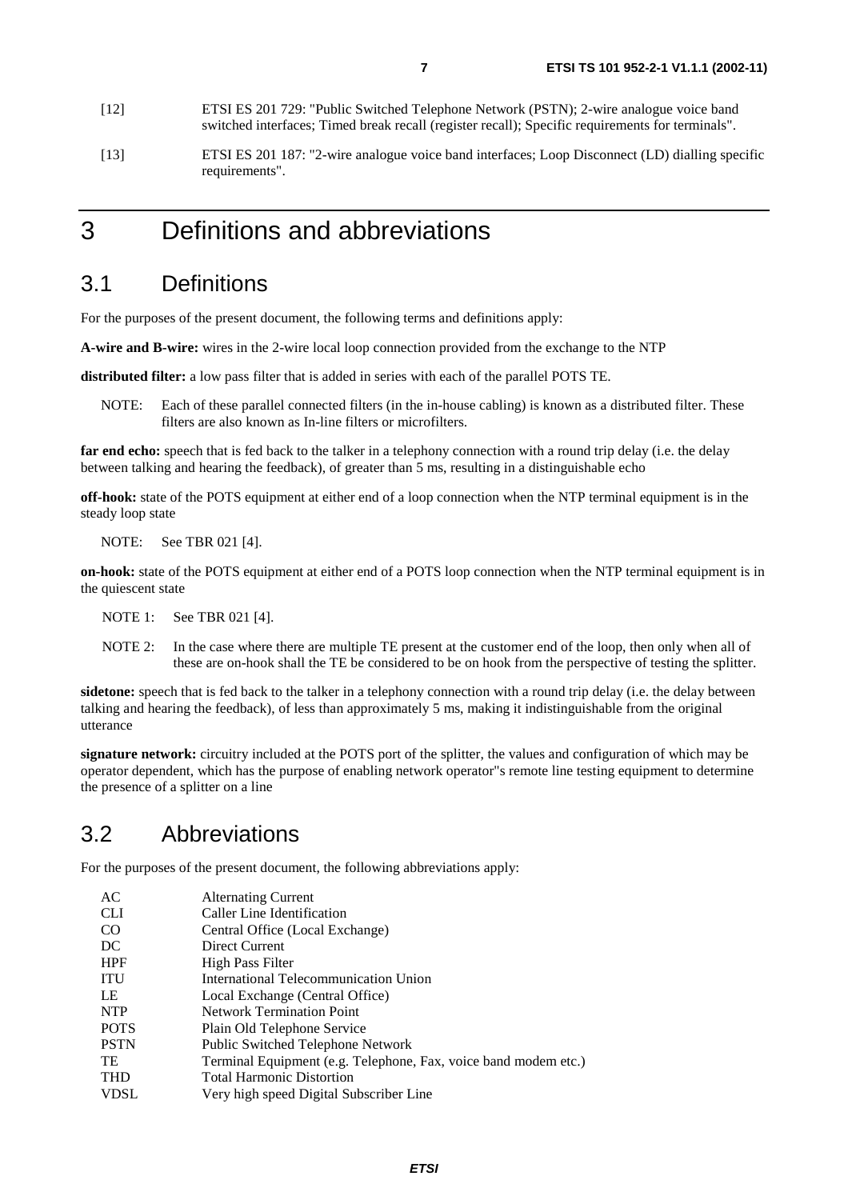[12] ETSI ES 201 729: "Public Switched Telephone Network (PSTN); 2-wire analogue voice band switched interfaces; Timed break recall (register recall); Specific requirements for terminals".

[13] ETSI ES 201 187: "2-wire analogue voice band interfaces; Loop Disconnect (LD) dialling specific requirements".

# 3 Definitions and abbreviations

## 3.1 Definitions

For the purposes of the present document, the following terms and definitions apply:

**A-wire and B-wire:** wires in the 2-wire local loop connection provided from the exchange to the NTP

**distributed filter:** a low pass filter that is added in series with each of the parallel POTS TE.

NOTE: Each of these parallel connected filters (in the in-house cabling) is known as a distributed filter. These filters are also known as In-line filters or microfilters.

**far end echo:** speech that is fed back to the talker in a telephony connection with a round trip delay (i.e. the delay between talking and hearing the feedback), of greater than 5 ms, resulting in a distinguishable echo

**off-hook:** state of the POTS equipment at either end of a loop connection when the NTP terminal equipment is in the steady loop state

NOTE: See TBR 021 [4].

**on-hook:** state of the POTS equipment at either end of a POTS loop connection when the NTP terminal equipment is in the quiescent state

NOTE 1: See TBR 021 [4].

NOTE 2: In the case where there are multiple TE present at the customer end of the loop, then only when all of these are on-hook shall the TE be considered to be on hook from the perspective of testing the splitter.

**sidetone:** speech that is fed back to the talker in a telephony connection with a round trip delay (i.e. the delay between talking and hearing the feedback), of less than approximately 5 ms, making it indistinguishable from the original utterance

**signature network:** circuitry included at the POTS port of the splitter, the values and configuration of which may be operator dependent, which has the purpose of enabling network operator"s remote line testing equipment to determine the presence of a splitter on a line

## 3.2 Abbreviations

For the purposes of the present document, the following abbreviations apply:

| | |
|---|---|
| AC | Alternating Current |
| CLI | Caller Line Identification |
| CO | Central Office (Local Exchange) |
| DC | Direct Current |
| HPF | High Pass Filter |
| ITU | International Telecommunication Union |
| LE | Local Exchange (Central Office) |
| NTP | Network Termination Point |
| POTS | Plain Old Telephone Service |
| PSTN | Public Switched Telephone Network |
| TE | Terminal Equipment (e.g. Telephone, Fax, voice band modem etc.) |
| THD | Total Harmonic Distortion |
| VDSL | Very high speed Digital Subscriber Line |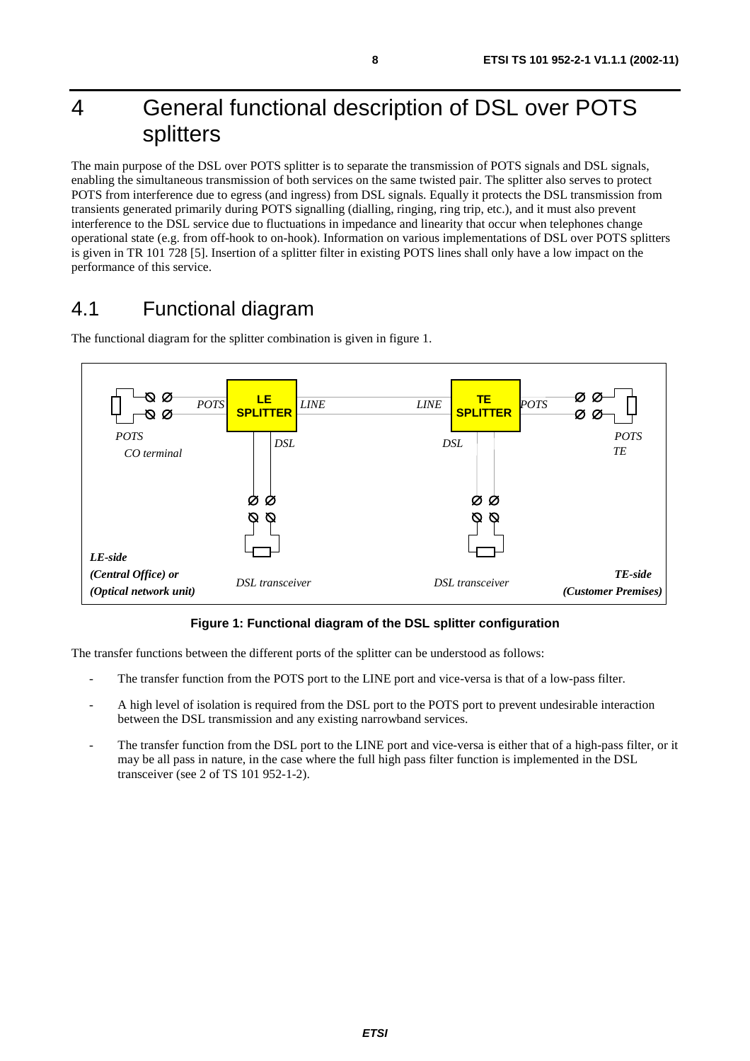# 4 General functional description of DSL over POTS splitters

The main purpose of the DSL over POTS splitter is to separate the transmission of POTS signals and DSL signals, enabling the simultaneous transmission of both services on the same twisted pair. The splitter also serves to protect POTS from interference due to egress (and ingress) from DSL signals. Equally it protects the DSL transmission from transients generated primarily during POTS signalling (dialling, ringing, ring trip, etc.), and it must also prevent interference to the DSL service due to fluctuations in impedance and linearity that occur when telephones change operational state (e.g. from off-hook to on-hook). Information on various implementations of DSL over POTS splitters is given in TR 101 728 [5]. Insertion of a splitter filter in existing POTS lines shall only have a low impact on the performance of this service.

## 4.1 Functional diagram

The functional diagram for the splitter combination is given in figure 1.

**Figure 1: Functional diagram of the DSL splitter configuration**

The transfer functions between the different ports of the splitter can be understood as follows:

- The transfer function from the POTS port to the LINE port and vice-versa is that of a low-pass filter.
- A high level of isolation is required from the DSL port to the POTS port to prevent undesirable interaction between the DSL transmission and any existing narrowband services.
- The transfer function from the DSL port to the LINE port and vice-versa is either that of a high-pass filter, or it may be all pass in nature, in the case where the full high pass filter function is implemented in the DSL transceiver (see 2 of TS 101 952-1-2).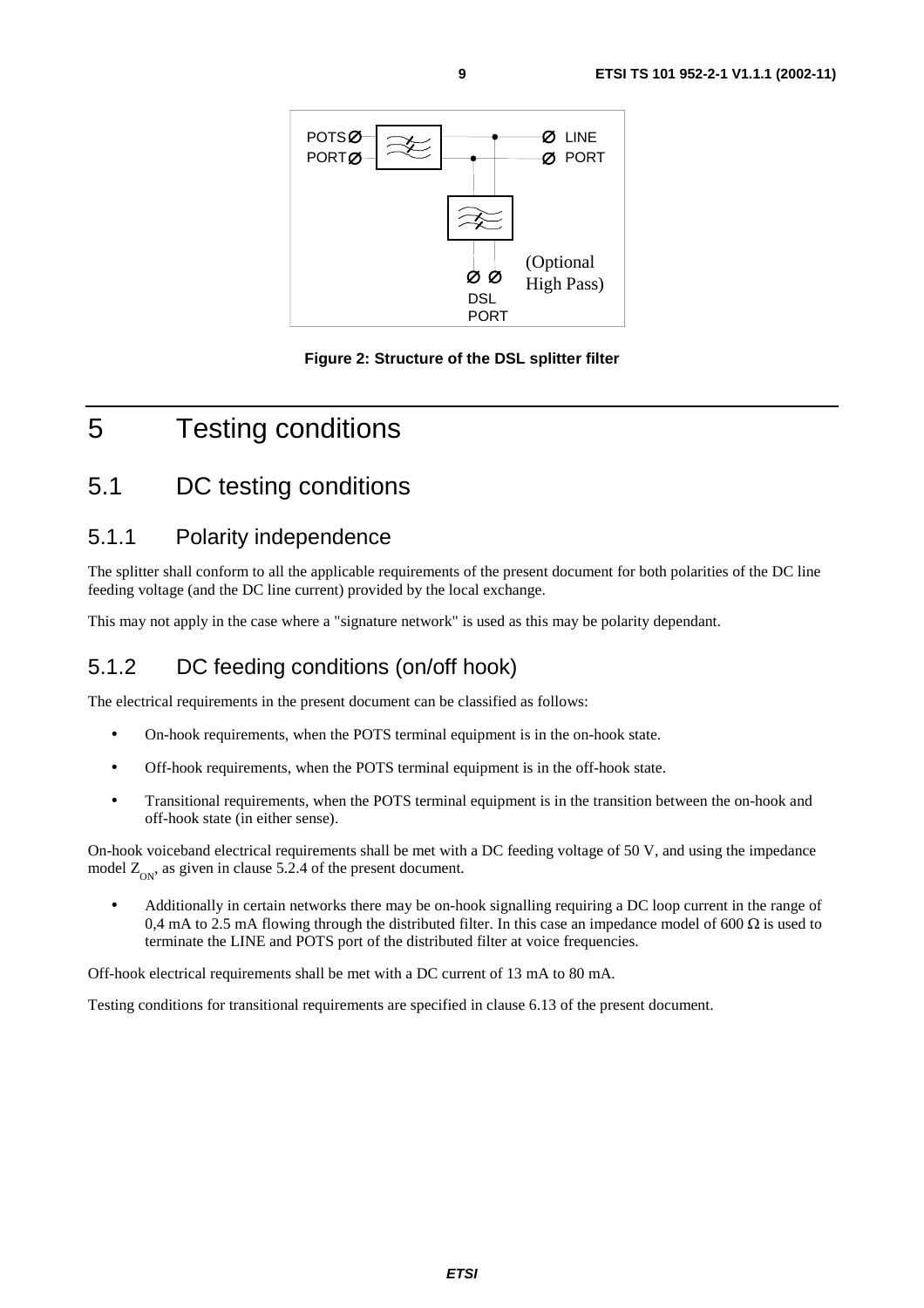Figure 2: Structure of the DSL splitter filter

# 5 Testing conditions

## 5.1 DC testing conditions

### 5.1.1 Polarity independence

The splitter shall conform to all the applicable requirements of the present document for both polarities of the DC line feeding voltage (and the DC line current) provided by the local exchange.

This may not apply in the case where a "signature network" is used as this may be polarity dependant.

### 5.1.2 DC feeding conditions (on/off hook)

The electrical requirements in the present document can be classified as follows:

- On-hook requirements, when the POTS terminal equipment is in the on-hook state.
- Off-hook requirements, when the POTS terminal equipment is in the off-hook state.
- Transitional requirements, when the POTS terminal equipment is in the transition between the on-hook and off-hook state (in either sense).

On-hook voiceband electrical requirements shall be met with a DC feeding voltage of 50 V, and using the impedance model $Z_{ON}$, as given in clause 5.2.4 of the present document.

- Additionally in certain networks there may be on-hook signalling requiring a DC loop current in the range of 0,4 mA to 2.5 mA flowing through the distributed filter. In this case an impedance model of 600 Ω is used to terminate the LINE and POTS port of the distributed filter at voice frequencies.

Off-hook electrical requirements shall be met with a DC current of 13 mA to 80 mA.

Testing conditions for transitional requirements are specified in clause 6.13 of the present document.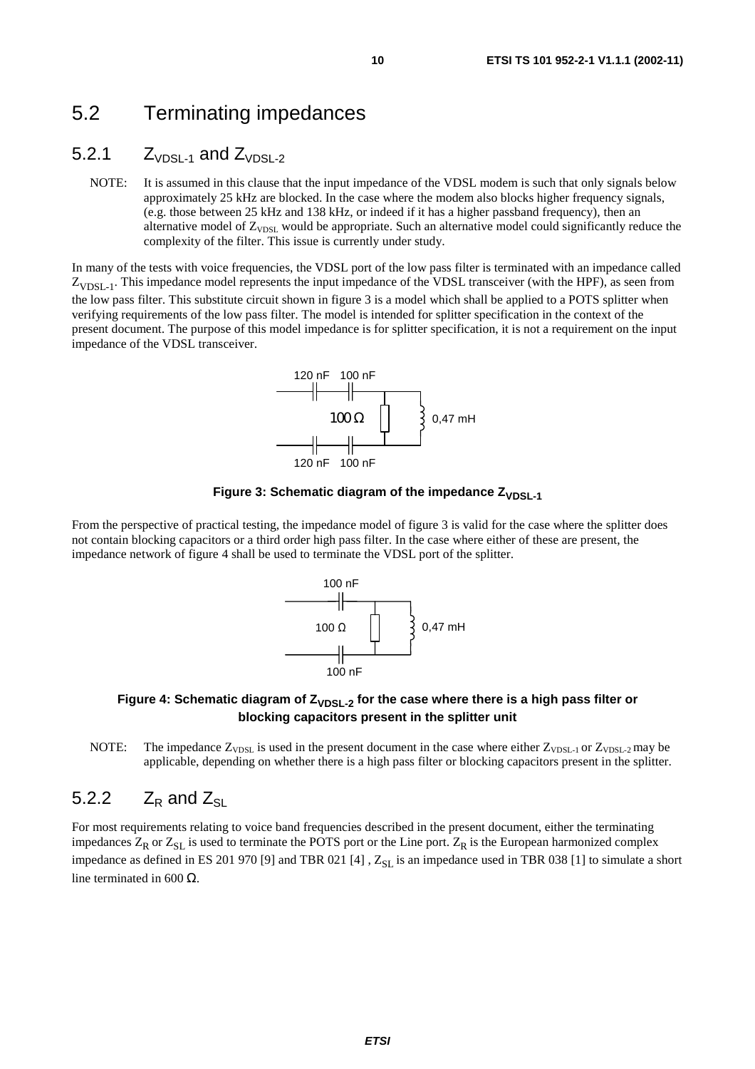## 5.2 Terminating impedances

### 5.2.1 $Z_{VDSL-1}$ and $Z_{VDSL-2}$

NOTE: It is assumed in this clause that the input impedance of the VDSL modem is such that only signals below approximately 25 kHz are blocked. In the case where the modem also blocks higher frequency signals, (e.g. those between 25 kHz and 138 kHz, or indeed if it has a higher passband frequency), then an alternative model of $Z_{VDSL}$ would be appropriate. Such an alternative model could significantly reduce the complexity of the filter. This issue is currently under study.

In many of the tests with voice frequencies, the VDSL port of the low pass filter is terminated with an impedance called $Z_{VDSL-1}$. This impedance model represents the input impedance of the VDSL transceiver (with the HPF), as seen from the low pass filter. This substitute circuit shown in figure 3 is a model which shall be applied to a POTS splitter when verifying requirements of the low pass filter. The model is intended for splitter specification in the context of the present document. The purpose of this model impedance is for splitter specification, it is not a requirement on the input impedance of the VDSL transceiver.

120 nF 100 nF

100 Ω 0,47 mH

120 nF 100 nF

**Figure 3: Schematic diagram of the impedance $Z_{VDSL-1}$**

From the perspective of practical testing, the impedance model of figure 3 is valid for the case where the splitter does not contain blocking capacitors or a third order high pass filter. In the case where either of these are present, the impedance network of figure 4 shall be used to terminate the VDSL port of the splitter.

100 nF

100 Ω 0,47 mH

100 nF

**Figure 4: Schematic diagram of $Z_{VDSL-2}$ for the case where there is a high pass filter or blocking capacitors present in the splitter unit**

NOTE: The impedance $Z_{VDSL}$ is used in the present document in the case where either $Z_{VDSL-1}$ or $Z_{VDSL-2}$ may be applicable, depending on whether there is a high pass filter or blocking capacitors present in the splitter.

### 5.2.2 $Z_R$ and $Z_{SL}$

For most requirements relating to voice band frequencies described in the present document, either the terminating impedances $Z_R$ or $Z_{SL}$ is used to terminate the POTS port or the Line port. $Z_R$ is the European harmonized complex impedance as defined in ES 201 970 [9] and TBR 021 [4] , $Z_{SL}$ is an impedance used in TBR 038 [1] to simulate a short line terminated in 600 Ω.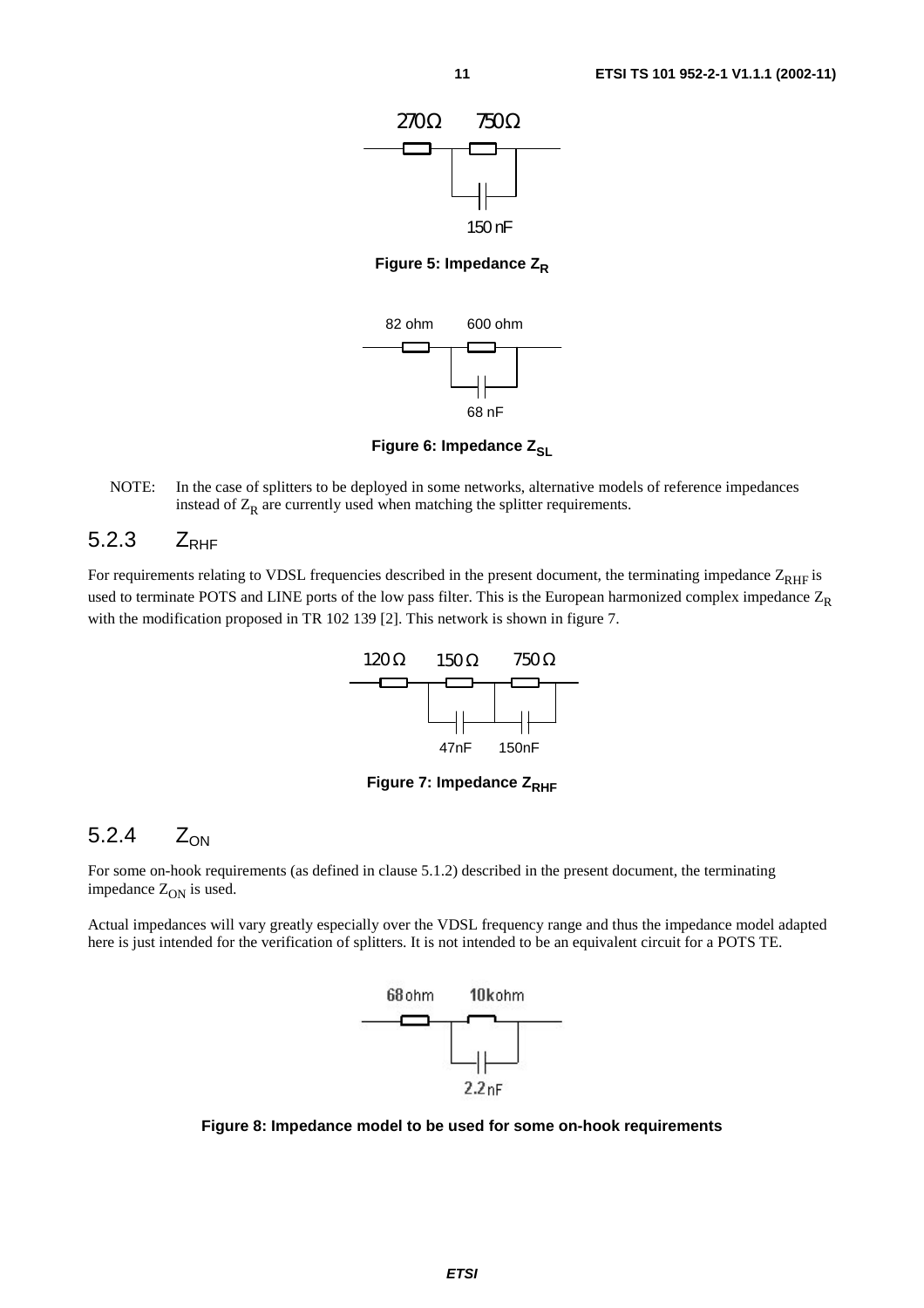270 Ω 750 Ω

150 nF

**Figure 5: Impedance $Z_R$**

82 ohm 600 ohm

68 nF

**Figure 6: Impedance $Z_{SL}$**

NOTE: In the case of splitters to be deployed in some networks, alternative models of reference impedances instead of $Z_R$ are currently used when matching the splitter requirements.

### 5.2.3 $Z_{RHF}$

For requirements relating to VDSL frequencies described in the present document, the terminating impedance $Z_{RHF}$ is used to terminate POTS and LINE ports of the low pass filter. This is the European harmonized complex impedance $Z_R$ with the modification proposed in TR 102 139 [2]. This network is shown in figure 7.

120 Ω 150 Ω 750 Ω

47nF 150nF

**Figure 7: Impedance $Z_{RHF}$**

### 5.2.4 $Z_{ON}$

For some on-hook requirements (as defined in clause 5.1.2) described in the present document, the terminating impedance $Z_{ON}$ is used.

Actual impedances will vary greatly especially over the VDSL frequency range and thus the impedance model adapted here is just intended for the verification of splitters. It is not intended to be an equivalent circuit for a POTS TE.

68 ohm 10 kohm

2.2 nF

**Figure 8: Impedance model to be used for some on-hook requirements**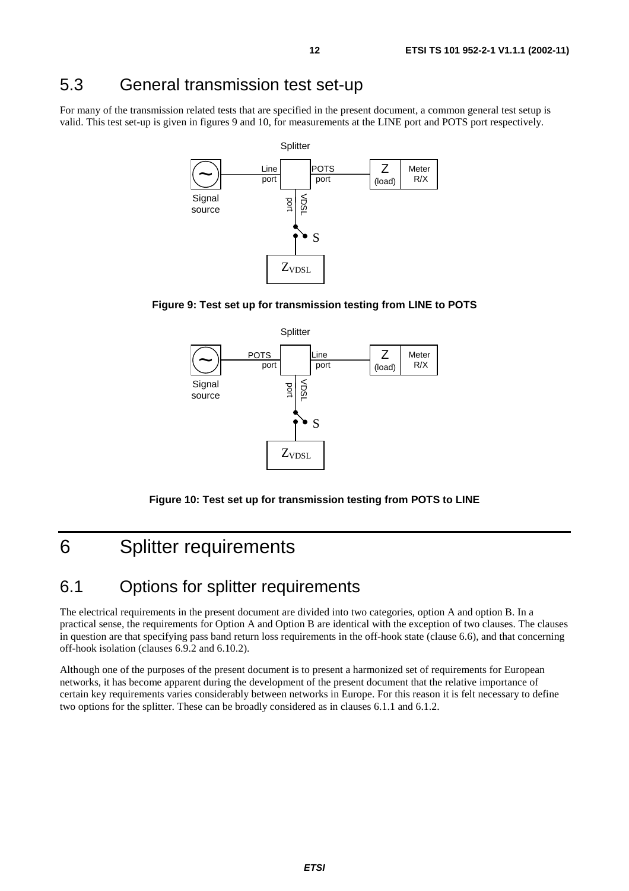## 5.3 General transmission test set-up

For many of the transmission related tests that are specified in the present document, a common general test setup is valid. This test set-up is given in figures 9 and 10, for measurements at the LINE port and POTS port respectively.

**Figure 9: Test set up for transmission testing from LINE to POTS**

**Figure 10: Test set up for transmission testing from POTS to LINE**

# 6 Splitter requirements

## 6.1 Options for splitter requirements

The electrical requirements in the present document are divided into two categories, option A and option B. In a practical sense, the requirements for Option A and Option B are identical with the exception of two clauses. The clauses in question are that specifying pass band return loss requirements in the off-hook state (clause 6.6), and that concerning off-hook isolation (clauses 6.9.2 and 6.10.2).

Although one of the purposes of the present document is to present a harmonized set of requirements for European networks, it has become apparent during the development of the present document that the relative importance of certain key requirements varies considerably between networks in Europe. For this reason it is felt necessary to define two options for the splitter. These can be broadly considered as in clauses 6.1.1 and 6.1.2.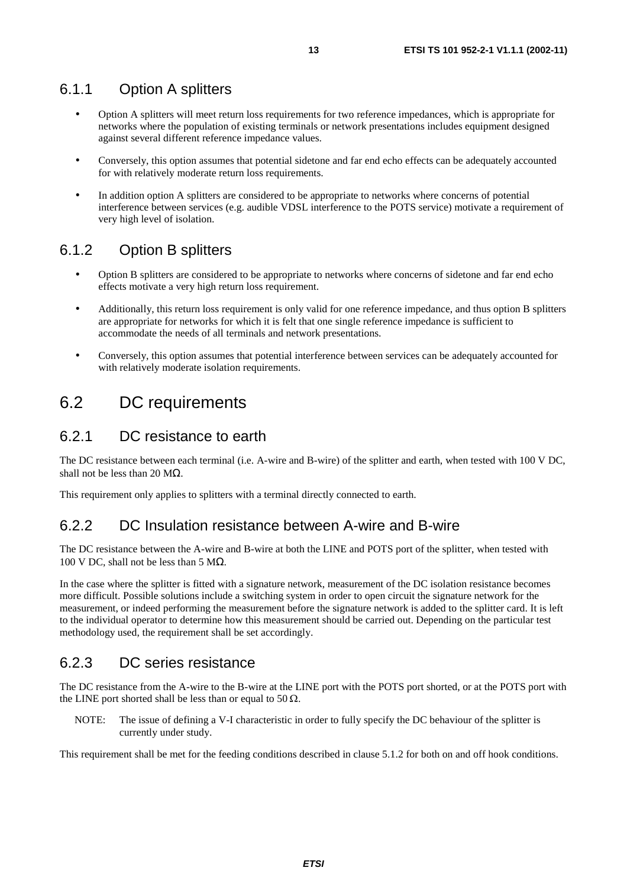### 6.1.1 Option A splitters

- Option A splitters will meet return loss requirements for two reference impedances, which is appropriate for networks where the population of existing terminals or network presentations includes equipment designed against several different reference impedance values.
- Conversely, this option assumes that potential sidetone and far end echo effects can be adequately accounted for with relatively moderate return loss requirements.
- In addition option A splitters are considered to be appropriate to networks where concerns of potential interference between services (e.g. audible VDSL interference to the POTS service) motivate a requirement of very high level of isolation.

### 6.1.2 Option B splitters

- Option B splitters are considered to be appropriate to networks where concerns of sidetone and far end echo effects motivate a very high return loss requirement.
- Additionally, this return loss requirement is only valid for one reference impedance, and thus option B splitters are appropriate for networks for which it is felt that one single reference impedance is sufficient to accommodate the needs of all terminals and network presentations.
- Conversely, this option assumes that potential interference between services can be adequately accounted for with relatively moderate isolation requirements.

## 6.2 DC requirements

### 6.2.1 DC resistance to earth

The DC resistance between each terminal (i.e. A-wire and B-wire) of the splitter and earth, when tested with 100 V DC, shall not be less than 20 MΩ.

This requirement only applies to splitters with a terminal directly connected to earth.

### 6.2.2 DC Insulation resistance between A-wire and B-wire

The DC resistance between the A-wire and B-wire at both the LINE and POTS port of the splitter, when tested with 100 V DC, shall not be less than 5 MΩ.

In the case where the splitter is fitted with a signature network, measurement of the DC isolation resistance becomes more difficult. Possible solutions include a switching system in order to open circuit the signature network for the measurement, or indeed performing the measurement before the signature network is added to the splitter card. It is left to the individual operator to determine how this measurement should be carried out. Depending on the particular test methodology used, the requirement shall be set accordingly.

### 6.2.3 DC series resistance

The DC resistance from the A-wire to the B-wire at the LINE port with the POTS port shorted, or at the POTS port with the LINE port shorted shall be less than or equal to 50 Ω.

NOTE: The issue of defining a V-I characteristic in order to fully specify the DC behaviour of the splitter is currently under study.

This requirement shall be met for the feeding conditions described in clause 5.1.2 for both on and off hook conditions.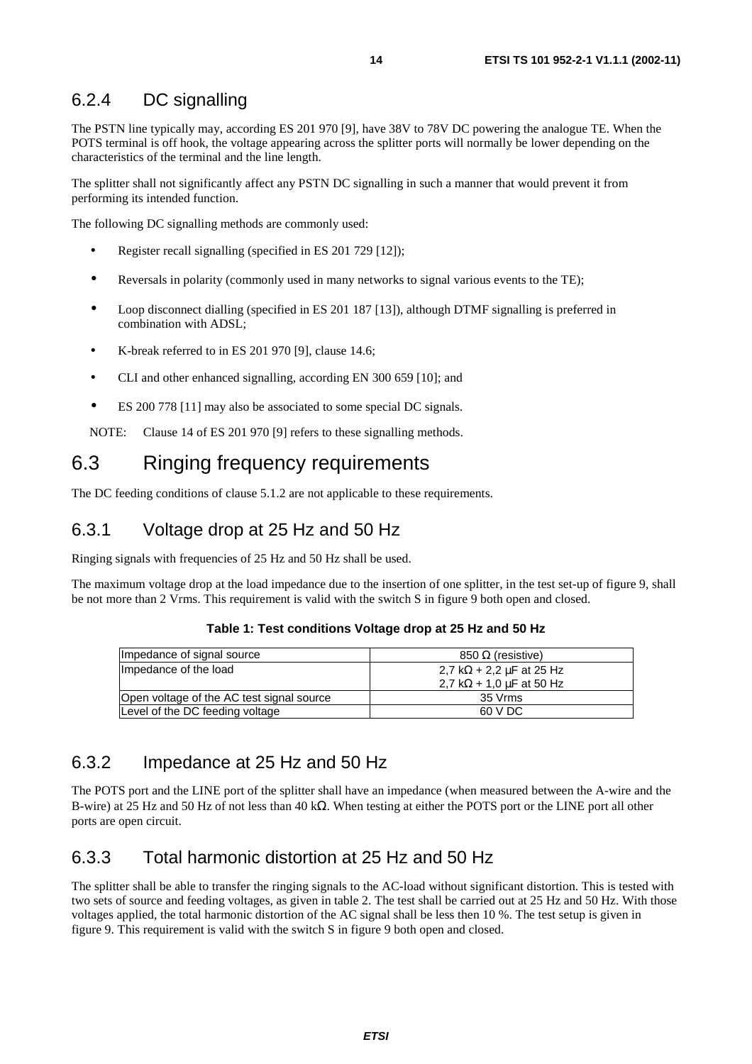### 6.2.4 DC signalling

The PSTN line typically may, according ES 201 970 [9], have 38V to 78V DC powering the analogue TE. When the POTS terminal is off hook, the voltage appearing across the splitter ports will normally be lower depending on the characteristics of the terminal and the line length.

The splitter shall not significantly affect any PSTN DC signalling in such a manner that would prevent it from performing its intended function.

The following DC signalling methods are commonly used:

- Register recall signalling (specified in ES 201 729 [12]);
- Reversals in polarity (commonly used in many networks to signal various events to the TE);
- Loop disconnect dialling (specified in ES 201 187 [13]), although DTMF signalling is preferred in combination with ADSL;
- K-break referred to in ES 201 970 [9], clause 14.6;
- CLI and other enhanced signalling, according EN 300 659 [10]; and
- ES 200 778 [11] may also be associated to some special DC signals.

NOTE: Clause 14 of ES 201 970 [9] refers to these signalling methods.

## 6.3 Ringing frequency requirements

The DC feeding conditions of clause 5.1.2 are not applicable to these requirements.

### 6.3.1 Voltage drop at 25 Hz and 50 Hz

Ringing signals with frequencies of 25 Hz and 50 Hz shall be used.

The maximum voltage drop at the load impedance due to the insertion of one splitter, in the test set-up of figure 9, shall be not more than 2 Vrms. This requirement is valid with the switch S in figure 9 both open and closed.

**Table 1: Test conditions Voltage drop at 25 Hz and 50 Hz**

| | |
|---|---|
| Impedance of signal source | 850 Ω (resistive) |
| Impedance of the load | 2,7 kΩ + 2,2 µF at 25 Hz<br>2,7 kΩ + 1,0 µF at 50 Hz |
| Open voltage of the AC test signal source | 35 Vrms |
| Level of the DC feeding voltage | 60 V DC |

### 6.3.2 Impedance at 25 Hz and 50 Hz

The POTS port and the LINE port of the splitter shall have an impedance (when measured between the A-wire and the B-wire) at 25 Hz and 50 Hz of not less than 40 kΩ. When testing at either the POTS port or the LINE port all other ports are open circuit.

### 6.3.3 Total harmonic distortion at 25 Hz and 50 Hz

The splitter shall be able to transfer the ringing signals to the AC-load without significant distortion. This is tested with two sets of source and feeding voltages, as given in table 2. The test shall be carried out at 25 Hz and 50 Hz. With those voltages applied, the total harmonic distortion of the AC signal shall be less then 10 %. The test setup is given in figure 9. This requirement is valid with the switch S in figure 9 both open and closed.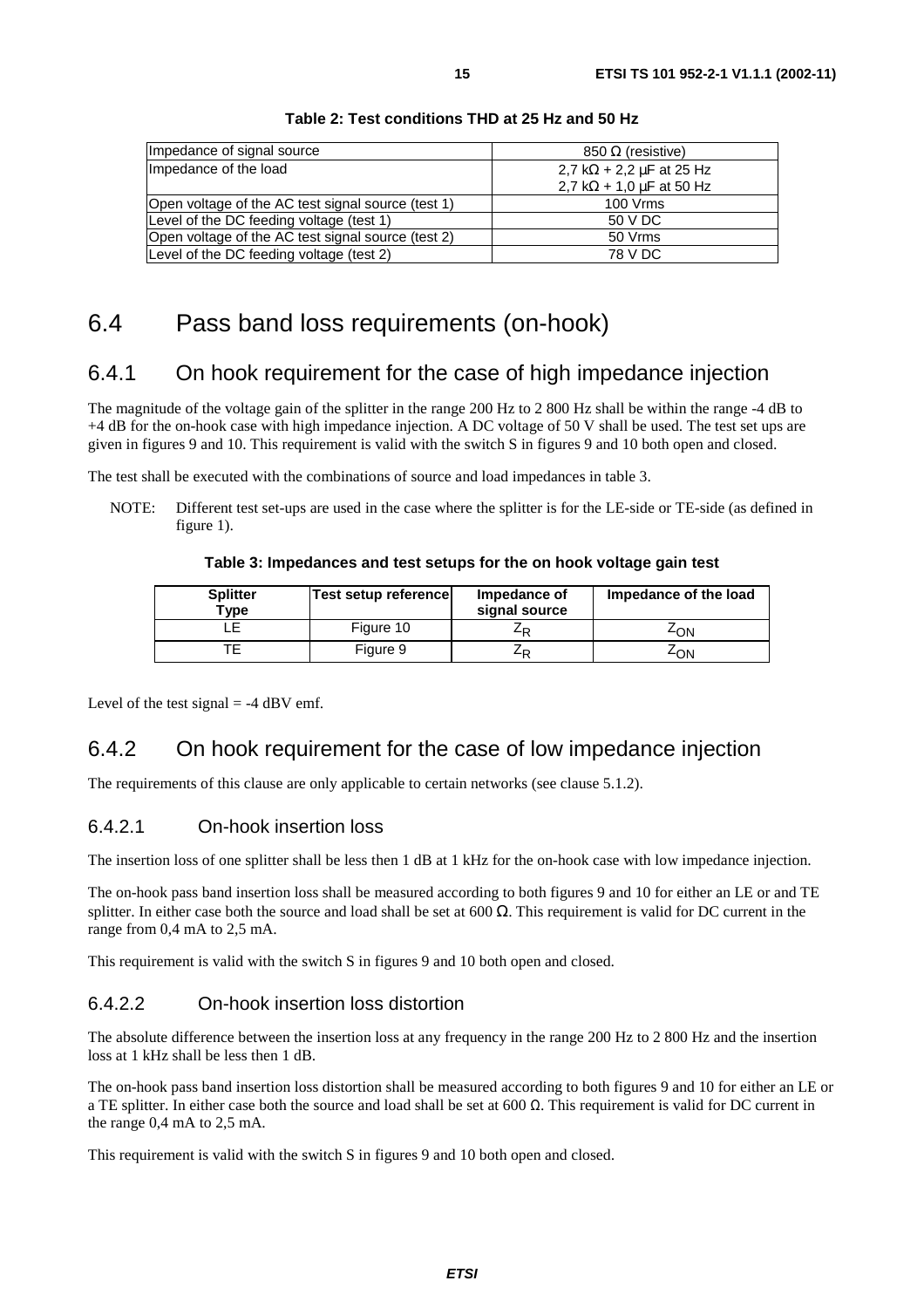**Table 2: Test conditions THD at 25 Hz and 50 Hz**

| | |
|---|---|
| Impedance of signal source | 850 Ω (resistive) |
| Impedance of the load | 2,7 kΩ + 2,2 µF at 25 Hz<br>2,7 kΩ + 1,0 µF at 50 Hz |
| Open voltage of the AC test signal source (test 1) | 100 Vrms |
| Level of the DC feeding voltage (test 1) | 50 V DC |
| Open voltage of the AC test signal source (test 2) | 50 Vrms |
| Level of the DC feeding voltage (test 2) | 78 V DC |

## 6.4 Pass band loss requirements (on-hook)

### 6.4.1 On hook requirement for the case of high impedance injection

The magnitude of the voltage gain of the splitter in the range 200 Hz to 2 800 Hz shall be within the range -4 dB to +4 dB for the on-hook case with high impedance injection. A DC voltage of 50 V shall be used. The test set ups are given in figures 9 and 10. This requirement is valid with the switch S in figures 9 and 10 both open and closed.

The test shall be executed with the combinations of source and load impedances in table 3.

NOTE: Different test set-ups are used in the case where the splitter is for the LE-side or TE-side (as defined in figure 1).

**Table 3: Impedances and test setups for the on hook voltage gain test**

| Splitter Type | Test setup reference | Impedance of signal source | Impedance of the load |
|---|---|---|---|
| LE | Figure 10 | $Z_R$ | $Z_{ON}$ |
| TE | Figure 9 | $Z_R$ | $Z_{ON}$ |

Level of the test signal = -4 dBV emf.

### 6.4.2 On hook requirement for the case of low impedance injection

The requirements of this clause are only applicable to certain networks (see clause 5.1.2).

#### 6.4.2.1 On-hook insertion loss

The insertion loss of one splitter shall be less then 1 dB at 1 kHz for the on-hook case with low impedance injection.

The on-hook pass band insertion loss shall be measured according to both figures 9 and 10 for either an LE or and TE splitter. In either case both the source and load shall be set at 600 Ω. This requirement is valid for DC current in the range from 0,4 mA to 2,5 mA.

This requirement is valid with the switch S in figures 9 and 10 both open and closed.

#### 6.4.2.2 On-hook insertion loss distortion

The absolute difference between the insertion loss at any frequency in the range 200 Hz to 2 800 Hz and the insertion loss at 1 kHz shall be less then 1 dB.

The on-hook pass band insertion loss distortion shall be measured according to both figures 9 and 10 for either an LE or a TE splitter. In either case both the source and load shall be set at 600 Ω. This requirement is valid for DC current in the range 0,4 mA to 2,5 mA.

This requirement is valid with the switch S in figures 9 and 10 both open and closed.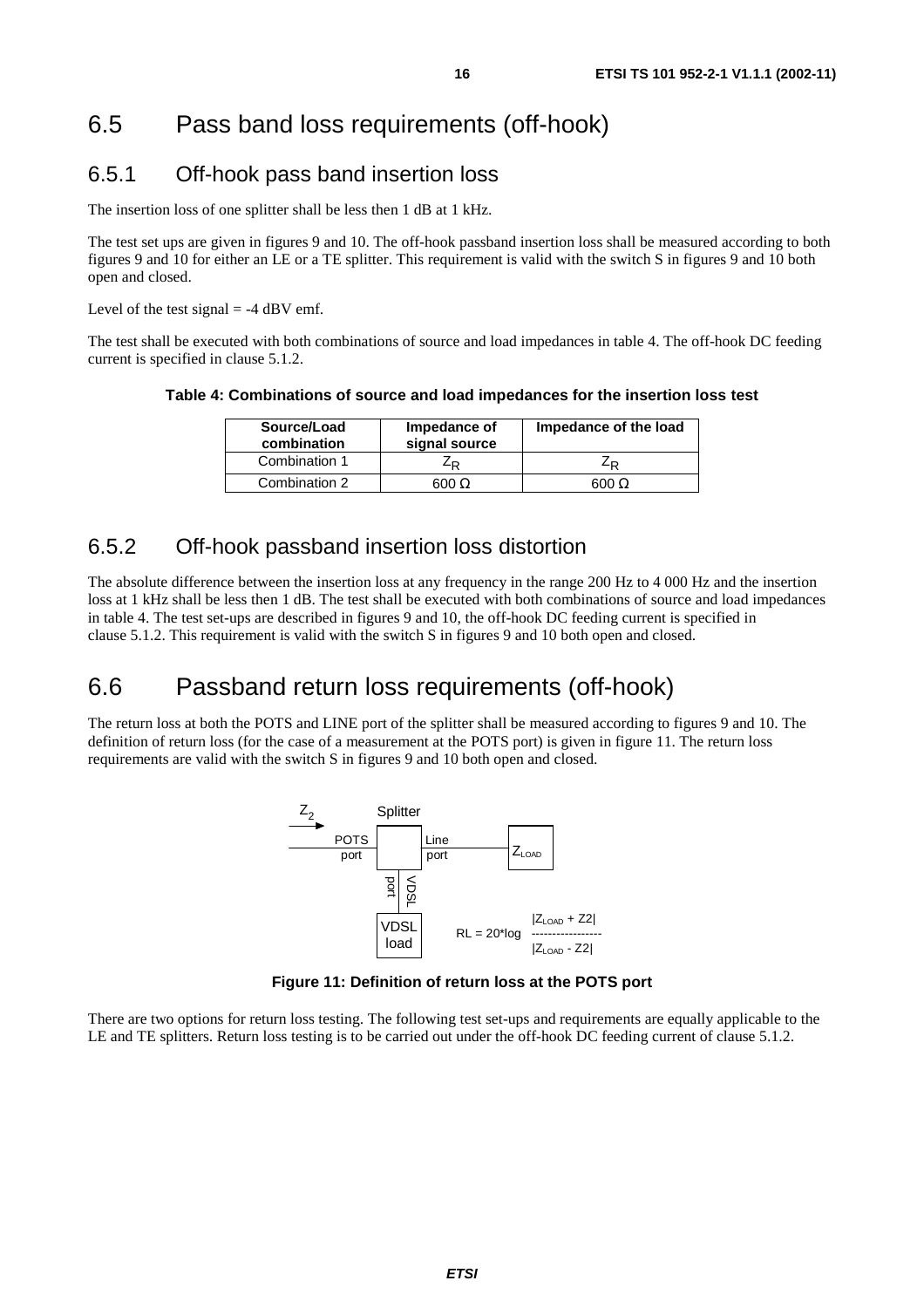# 6.5 Pass band loss requirements (off-hook)

## 6.5.1 Off-hook pass band insertion loss

The insertion loss of one splitter shall be less then 1 dB at 1 kHz.

The test set ups are given in figures 9 and 10. The off-hook passband insertion loss shall be measured according to both figures 9 and 10 for either an LE or a TE splitter. This requirement is valid with the switch S in figures 9 and 10 both open and closed.

Level of the test signal = -4 dBV emf.

The test shall be executed with both combinations of source and load impedances in table 4. The off-hook DC feeding current is specified in clause 5.1.2.

**Table 4: Combinations of source and load impedances for the insertion loss test**

| Source/Load combination | Impedance of signal source | Impedance of the load |
|---|---|---|
| Combination 1 | $Z_R$ | $Z_R$ |
| Combination 2 | 600 Ω | 600 Ω |

## 6.5.2 Off-hook passband insertion loss distortion

The absolute difference between the insertion loss at any frequency in the range 200 Hz to 4 000 Hz and the insertion loss at 1 kHz shall be less then 1 dB. The test shall be executed with both combinations of source and load impedances in table 4. The test set-ups are described in figures 9 and 10, the off-hook DC feeding current is specified in clause 5.1.2. This requirement is valid with the switch S in figures 9 and 10 both open and closed.

# 6.6 Passband return loss requirements (off-hook)

The return loss at both the POTS and LINE port of the splitter shall be measured according to figures 9 and 10. The definition of return loss (for the case of a measurement at the POTS port) is given in figure 11. The return loss requirements are valid with the switch S in figures 9 and 10 both open and closed.

$Z_2$ → POTS port — Splitter — Line port — $Z_{LOAD}$; VDSL port — VDSL load

$$RL = 20 \cdot \log \frac{|Z_{LOAD} + Z2|}{|Z_{LOAD} - Z2|}$$

**Figure 11: Definition of return loss at the POTS port**

There are two options for return loss testing. The following test set-ups and requirements are equally applicable to the LE and TE splitters. Return loss testing is to be carried out under the off-hook DC feeding current of clause 5.1.2.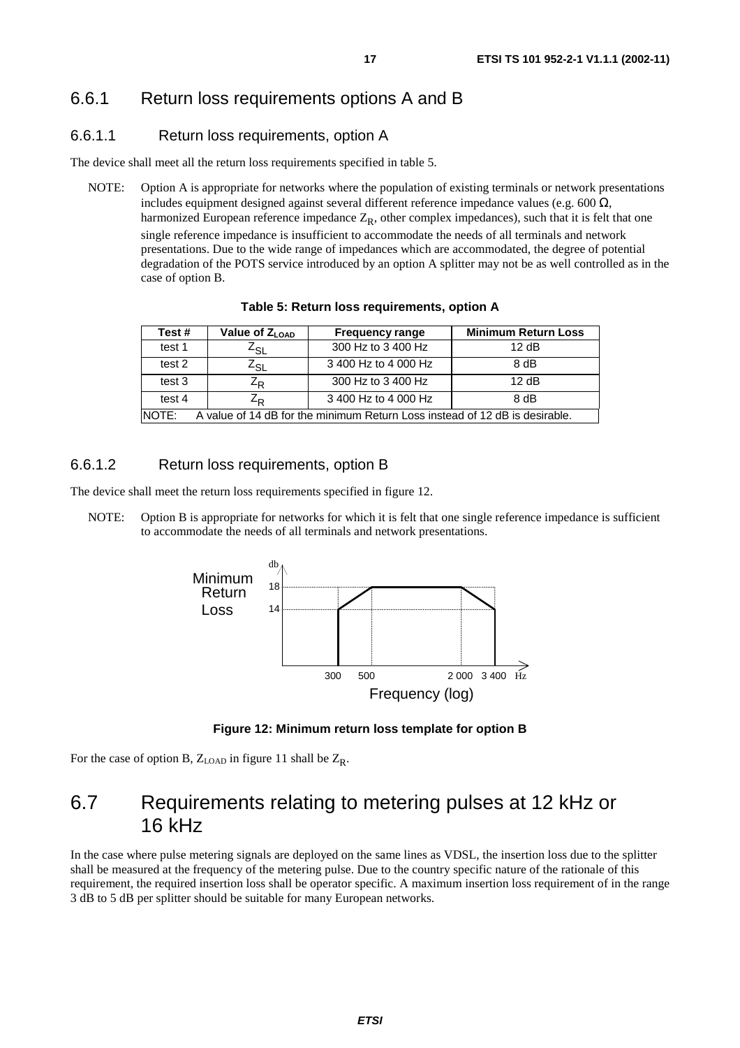## 6.6.1 Return loss requirements options A and B

### 6.6.1.1 Return loss requirements, option A

The device shall meet all the return loss requirements specified in table 5.

NOTE: Option A is appropriate for networks where the population of existing terminals or network presentations includes equipment designed against several different reference impedance values (e.g. 600 Ω, harmonized European reference impedance $Z_R$, other complex impedances), such that it is felt that one single reference impedance is insufficient to accommodate the needs of all terminals and network presentations. Due to the wide range of impedances which are accommodated, the degree of potential degradation of the POTS service introduced by an option A splitter may not be as well controlled as in the case of option B.

**Table 5: Return loss requirements, option A**

| Test # | Value of $Z_{LOAD}$ | Frequency range | Minimum Return Loss |
|---|---|---|---|
| test 1 | $Z_{SL}$ | 300 Hz to 3 400 Hz | 12 dB |
| test 2 | $Z_{SL}$ | 3 400 Hz to 4 000 Hz | 8 dB |
| test 3 | $Z_R$ | 300 Hz to 3 400 Hz | 12 dB |
| test 4 | $Z_R$ | 3 400 Hz to 4 000 Hz | 8 dB |
| NOTE: A value of 14 dB for the minimum Return Loss instead of 12 dB is desirable. | | | |

### 6.6.1.2 Return loss requirements, option B

The device shall meet the return loss requirements specified in figure 12.

NOTE: Option B is appropriate for networks for which it is felt that one single reference impedance is sufficient to accommodate the needs of all terminals and network presentations.

Minimum Return Loss (db): 18, 14; Frequency (log): 300, 500, 2 000, 3 400 Hz

**Figure 12: Minimum return loss template for option B**

For the case of option B, $Z_{LOAD}$ in figure 11 shall be $Z_R$.

## 6.7 Requirements relating to metering pulses at 12 kHz or 16 kHz

In the case where pulse metering signals are deployed on the same lines as VDSL, the insertion loss due to the splitter shall be measured at the frequency of the metering pulse. Due to the country specific nature of the rationale of this requirement, the required insertion loss shall be operator specific. A maximum insertion loss requirement of in the range 3 dB to 5 dB per splitter should be suitable for many European networks.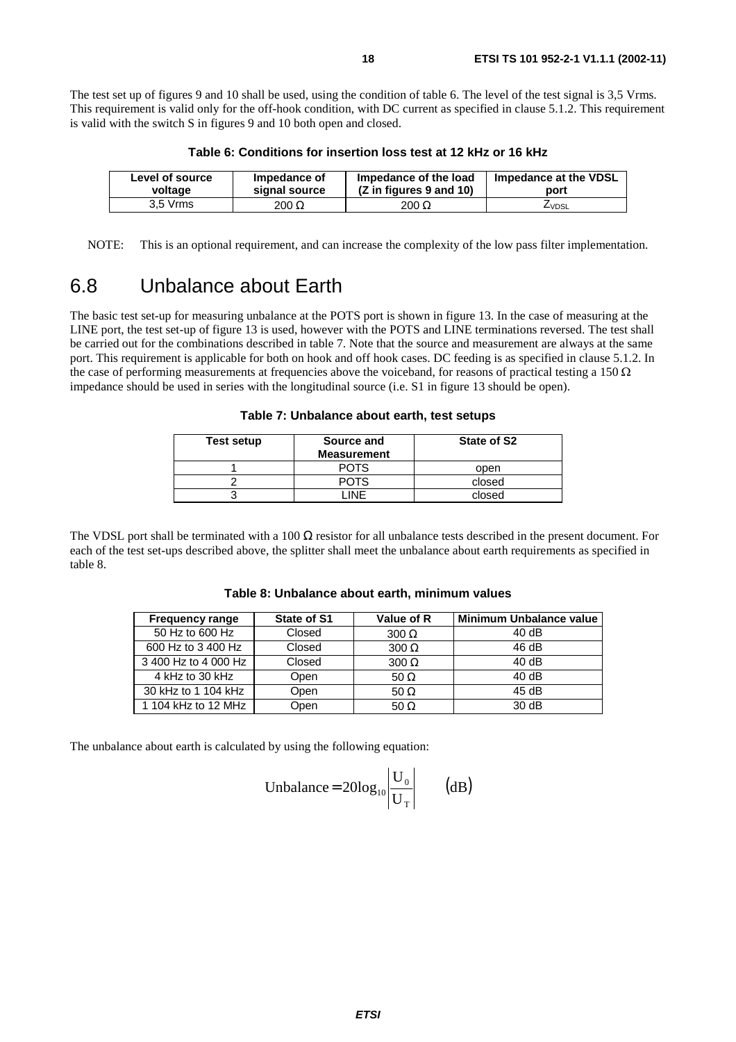The test set up of figures 9 and 10 shall be used, using the condition of table 6. The level of the test signal is 3,5 Vrms. This requirement is valid only for the off-hook condition, with DC current as specified in clause 5.1.2. This requirement is valid with the switch S in figures 9 and 10 both open and closed.

**Table 6: Conditions for insertion loss test at 12 kHz or 16 kHz**

| Level of source voltage | Impedance of signal source | Impedance of the load (Z in figures 9 and 10) | Impedance at the VDSL port |
|---|---|---|---|
| 3,5 Vrms | 200 Ω | 200 Ω | $Z_{VDSL}$ |

NOTE: This is an optional requirement, and can increase the complexity of the low pass filter implementation.

## 6.8 Unbalance about Earth

The basic test set-up for measuring unbalance at the POTS port is shown in figure 13. In the case of measuring at the LINE port, the test set-up of figure 13 is used, however with the POTS and LINE terminations reversed. The test shall be carried out for the combinations described in table 7. Note that the source and measurement are always at the same port. This requirement is applicable for both on hook and off hook cases. DC feeding is as specified in clause 5.1.2. In the case of performing measurements at frequencies above the voiceband, for reasons of practical testing a 150 Ω impedance should be used in series with the longitudinal source (i.e. S1 in figure 13 should be open).

**Table 7: Unbalance about earth, test setups**

| Test setup | Source and Measurement | State of S2 |
|---|---|---|
| 1 | POTS | open |
| 2 | POTS | closed |
| 3 | LINE | closed |

The VDSL port shall be terminated with a 100 Ω resistor for all unbalance tests described in the present document. For each of the test set-ups described above, the splitter shall meet the unbalance about earth requirements as specified in table 8.

**Table 8: Unbalance about earth, minimum values**

| Frequency range | State of S1 | Value of R | Minimum Unbalance value |
|---|---|---|---|
| 50 Hz to 600 Hz | Closed | 300 Ω | 40 dB |
| 600 Hz to 3 400 Hz | Closed | 300 Ω | 46 dB |
| 3 400 Hz to 4 000 Hz | Closed | 300 Ω | 40 dB |
| 4 kHz to 30 kHz | Open | 50 Ω | 40 dB |
| 30 kHz to 1 104 kHz | Open | 50 Ω | 45 dB |
| 1 104 kHz to 12 MHz | Open | 50 Ω | 30 dB |

The unbalance about earth is calculated by using the following equation:

$$\text{Unbalance} = 20\log_{10}\left|\frac{U_0}{U_T}\right| \qquad (\text{dB})$$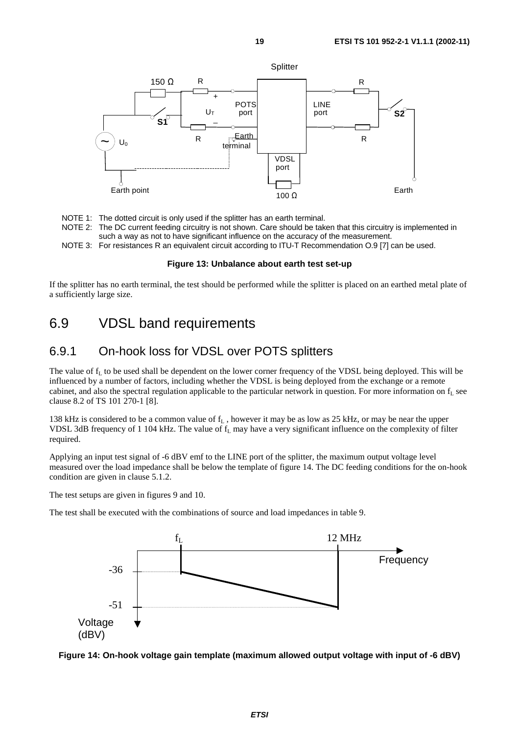NOTE 1: The dotted circuit is only used if the splitter has an earth terminal.

NOTE 2: The DC current feeding circuitry is not shown. Care should be taken that this circuitry is implemented in such a way as not to have significant influence on the accuracy of the measurement.

NOTE 3: For resistances R an equivalent circuit according to ITU-T Recommendation O.9 [7] can be used.

**Figure 13: Unbalance about earth test set-up**

If the splitter has no earth terminal, the test should be performed while the splitter is placed on an earthed metal plate of a sufficiently large size.

# 6.9 VDSL band requirements

## 6.9.1 On-hook loss for VDSL over POTS splitters

The value of $f_L$ to be used shall be dependent on the lower corner frequency of the VDSL being deployed. This will be influenced by a number of factors, including whether the VDSL is being deployed from the exchange or a remote cabinet, and also the spectral regulation applicable to the particular network in question. For more information on $f_L$ see clause 8.2 of TS 101 270-1 [8].

138 kHz is considered to be a common value of $f_L$, however it may be as low as 25 kHz, or may be near the upper VDSL 3dB frequency of 1 104 kHz. The value of $f_L$ may have a very significant influence on the complexity of filter required.

Applying an input test signal of -6 dBV emf to the LINE port of the splitter, the maximum output voltage level measured over the load impedance shall be below the template of figure 14. The DC feeding conditions for the on-hook condition are given in clause 5.1.2.

The test setups are given in figures 9 and 10.

The test shall be executed with the combinations of source and load impedances in table 9.

**Figure 14: On-hook voltage gain template (maximum allowed output voltage with input of -6 dBV)**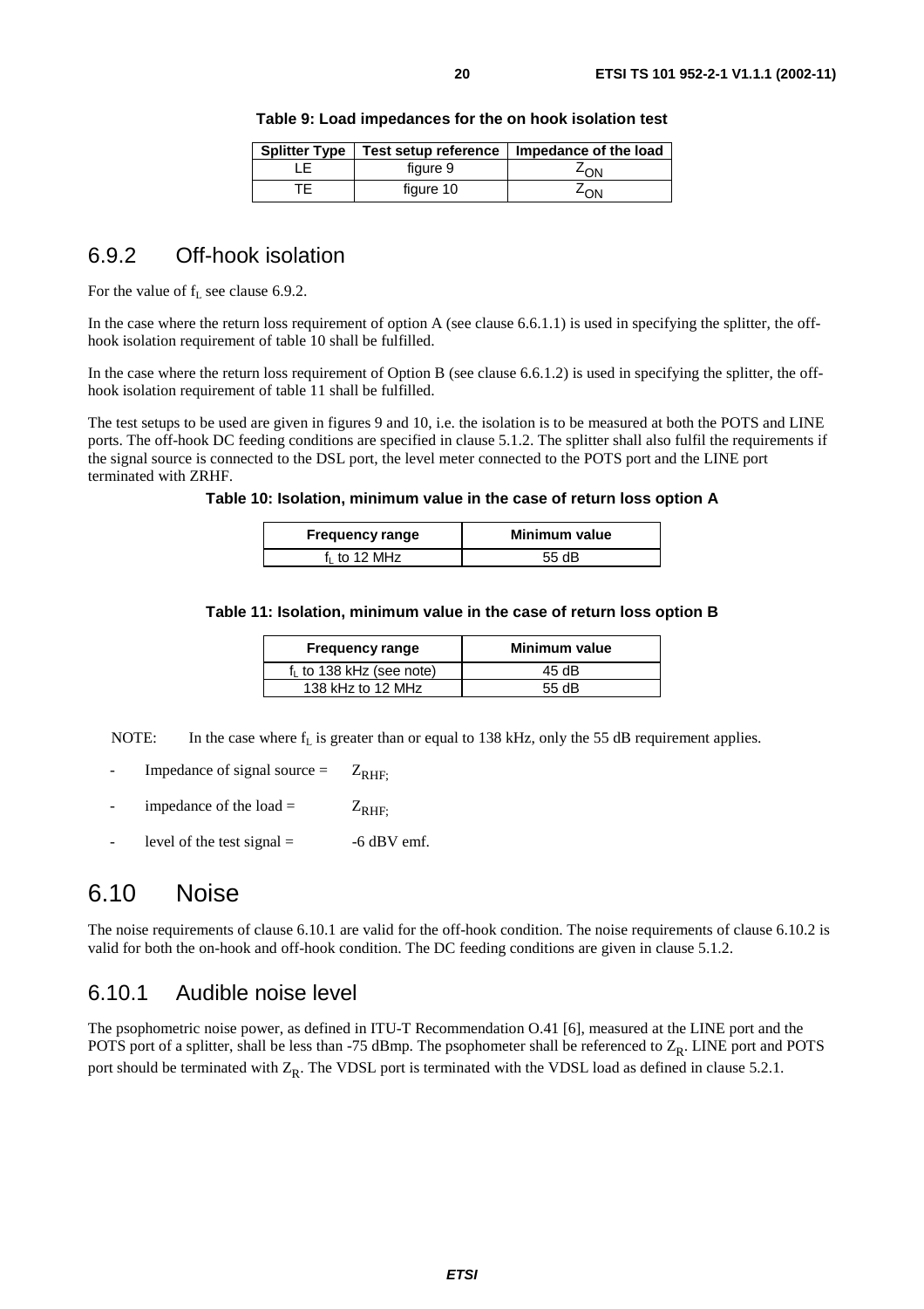**Table 9: Load impedances for the on hook isolation test**

| Splitter Type | Test setup reference | Impedance of the load |
|---|---|---|
| LE | figure 9 | $Z_{ON}$ |
| TE | figure 10 | $Z_{ON}$ |

### 6.9.2 Off-hook isolation

For the value of $f_L$ see clause 6.9.2.

In the case where the return loss requirement of option A (see clause 6.6.1.1) is used in specifying the splitter, the off-hook isolation requirement of table 10 shall be fulfilled.

In the case where the return loss requirement of Option B (see clause 6.6.1.2) is used in specifying the splitter, the off-hook isolation requirement of table 11 shall be fulfilled.

The test setups to be used are given in figures 9 and 10, i.e. the isolation is to be measured at both the POTS and LINE ports. The off-hook DC feeding conditions are specified in clause 5.1.2. The splitter shall also fulfil the requirements if the signal source is connected to the DSL port, the level meter connected to the POTS port and the LINE port terminated with ZRHF.

**Table 10: Isolation, minimum value in the case of return loss option A**

| Frequency range | Minimum value |
|---|---|
| $f_L$ to 12 MHz | 55 dB |

**Table 11: Isolation, minimum value in the case of return loss option B**

| Frequency range | Minimum value |
|---|---|
| $f_L$ to 138 kHz (see note) | 45 dB |
| 138 kHz to 12 MHz | 55 dB |

NOTE: In the case where $f_L$ is greater than or equal to 138 kHz, only the 55 dB requirement applies.

- Impedance of signal source = $Z_{RHF;}$
- impedance of the load = $Z_{RHF;}$
- level of the test signal = -6 dBV emf.

## 6.10 Noise

The noise requirements of clause 6.10.1 are valid for the off-hook condition. The noise requirements of clause 6.10.2 is valid for both the on-hook and off-hook condition. The DC feeding conditions are given in clause 5.1.2.

### 6.10.1 Audible noise level

The psophometric noise power, as defined in ITU-T Recommendation O.41 [6], measured at the LINE port and the POTS port of a splitter, shall be less than -75 dBmp. The psophometer shall be referenced to $Z_R$. LINE port and POTS port should be terminated with $Z_R$. The VDSL port is terminated with the VDSL load as defined in clause 5.2.1.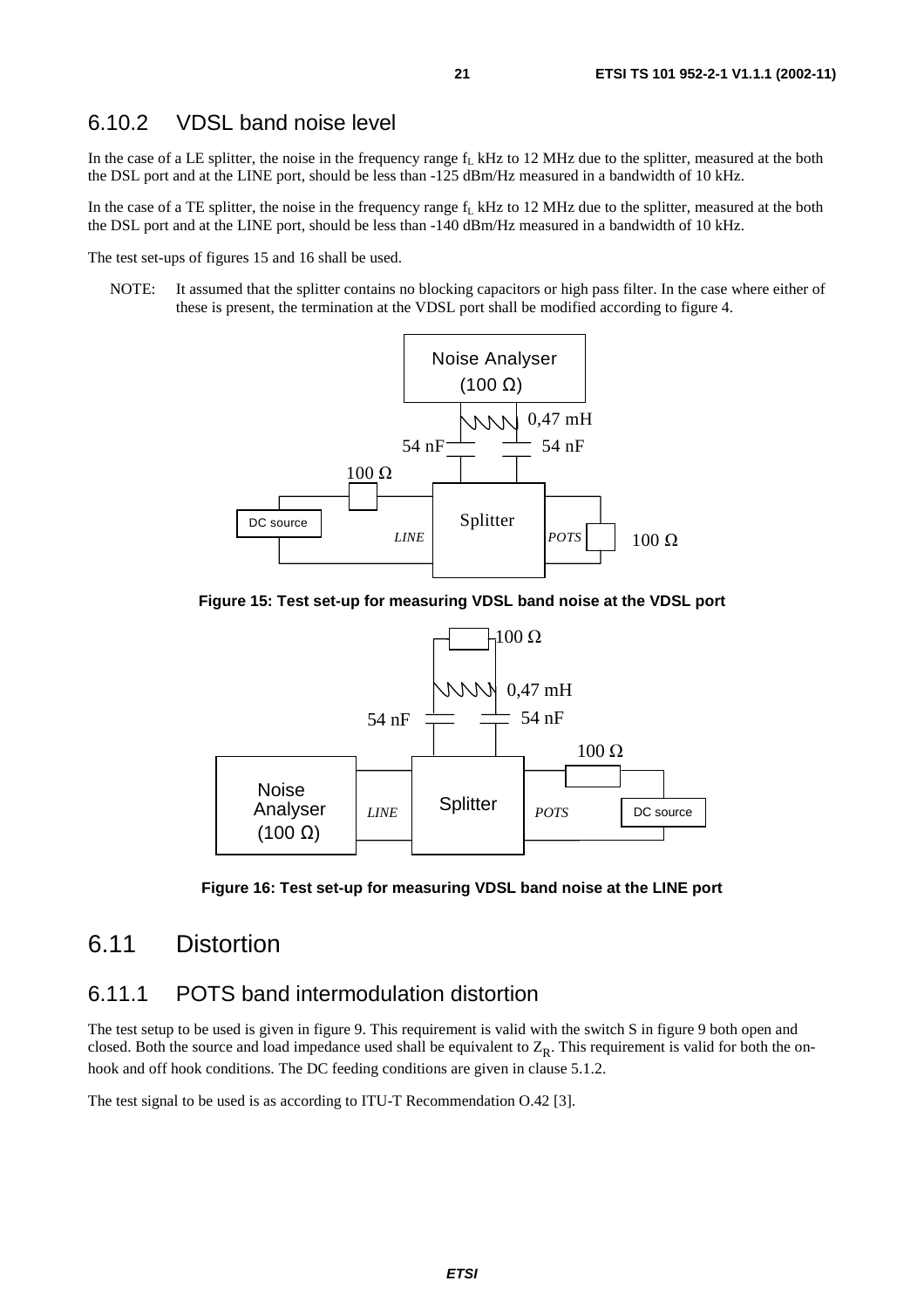### 6.10.2 VDSL band noise level

In the case of a LE splitter, the noise in the frequency range $f_L$ kHz to 12 MHz due to the splitter, measured at the both the DSL port and at the LINE port, should be less than -125 dBm/Hz measured in a bandwidth of 10 kHz.

In the case of a TE splitter, the noise in the frequency range $f_L$ kHz to 12 MHz due to the splitter, measured at the both the DSL port and at the LINE port, should be less than -140 dBm/Hz measured in a bandwidth of 10 kHz.

The test set-ups of figures 15 and 16 shall be used.

NOTE: It assumed that the splitter contains no blocking capacitors or high pass filter. In the case where either of these is present, the termination at the VDSL port shall be modified according to figure 4.

**Figure 15: Test set-up for measuring VDSL band noise at the VDSL port**

**Figure 16: Test set-up for measuring VDSL band noise at the LINE port**

## 6.11 Distortion

### 6.11.1 POTS band intermodulation distortion

The test setup to be used is given in figure 9. This requirement is valid with the switch S in figure 9 both open and closed. Both the source and load impedance used shall be equivalent to $Z_R$. This requirement is valid for both the on-hook and off hook conditions. The DC feeding conditions are given in clause 5.1.2.

The test signal to be used is as according to ITU-T Recommendation O.42 [3].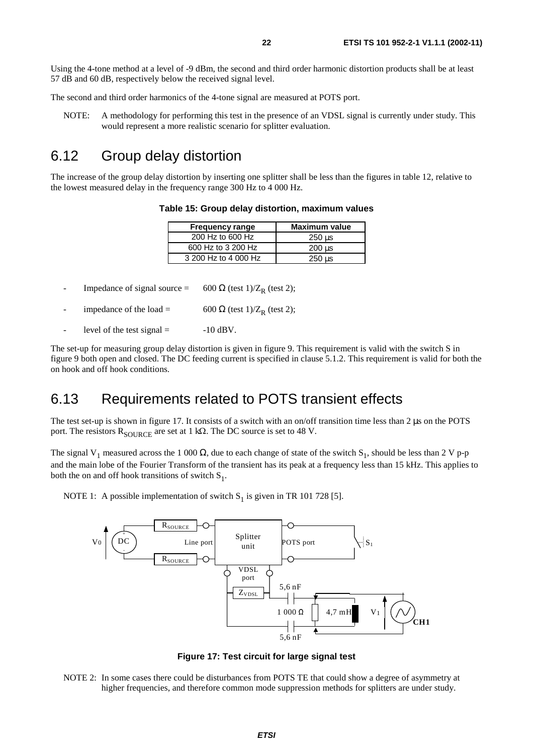Using the 4-tone method at a level of -9 dBm, the second and third order harmonic distortion products shall be at least 57 dB and 60 dB, respectively below the received signal level.

The second and third order harmonics of the 4-tone signal are measured at POTS port.

NOTE: A methodology for performing this test in the presence of an VDSL signal is currently under study. This would represent a more realistic scenario for splitter evaluation.

## 6.12 Group delay distortion

The increase of the group delay distortion by inserting one splitter shall be less than the figures in table 12, relative to the lowest measured delay in the frequency range 300 Hz to 4 000 Hz.

**Table 15: Group delay distortion, maximum values**

| Frequency range | Maximum value |
|---|---|
| 200 Hz to 600 Hz | 250 µs |
| 600 Hz to 3 200 Hz | 200 µs |
| 3 200 Hz to 4 000 Hz | 250 µs |

- Impedance of signal source = 600 Ω (test 1)/$Z_R$ (test 2);
- impedance of the load = 600 Ω (test 1)/$Z_R$ (test 2);
- level of the test signal = -10 dBV.

The set-up for measuring group delay distortion is given in figure 9. This requirement is valid with the switch S in figure 9 both open and closed. The DC feeding current is specified in clause 5.1.2. This requirement is valid for both the on hook and off hook conditions.

## 6.13 Requirements related to POTS transient effects

The test set-up is shown in figure 17. It consists of a switch with an on/off transition time less than 2 µs on the POTS port. The resistors $R_{SOURCE}$ are set at 1 kΩ. The DC source is set to 48 V.

The signal $V_1$ measured across the 1 000 Ω, due to each change of state of the switch $S_1$, should be less than 2 V p-p and the main lobe of the Fourier Transform of the transient has its peak at a frequency less than 15 kHz. This applies to both the on and off hook transitions of switch $S_1$.

NOTE 1: A possible implementation of switch $S_1$ is given in TR 101 728 [5].

**Figure 17: Test circuit for large signal test**

NOTE 2: In some cases there could be disturbances from POTS TE that could show a degree of asymmetry at higher frequencies, and therefore common mode suppression methods for splitters are under study.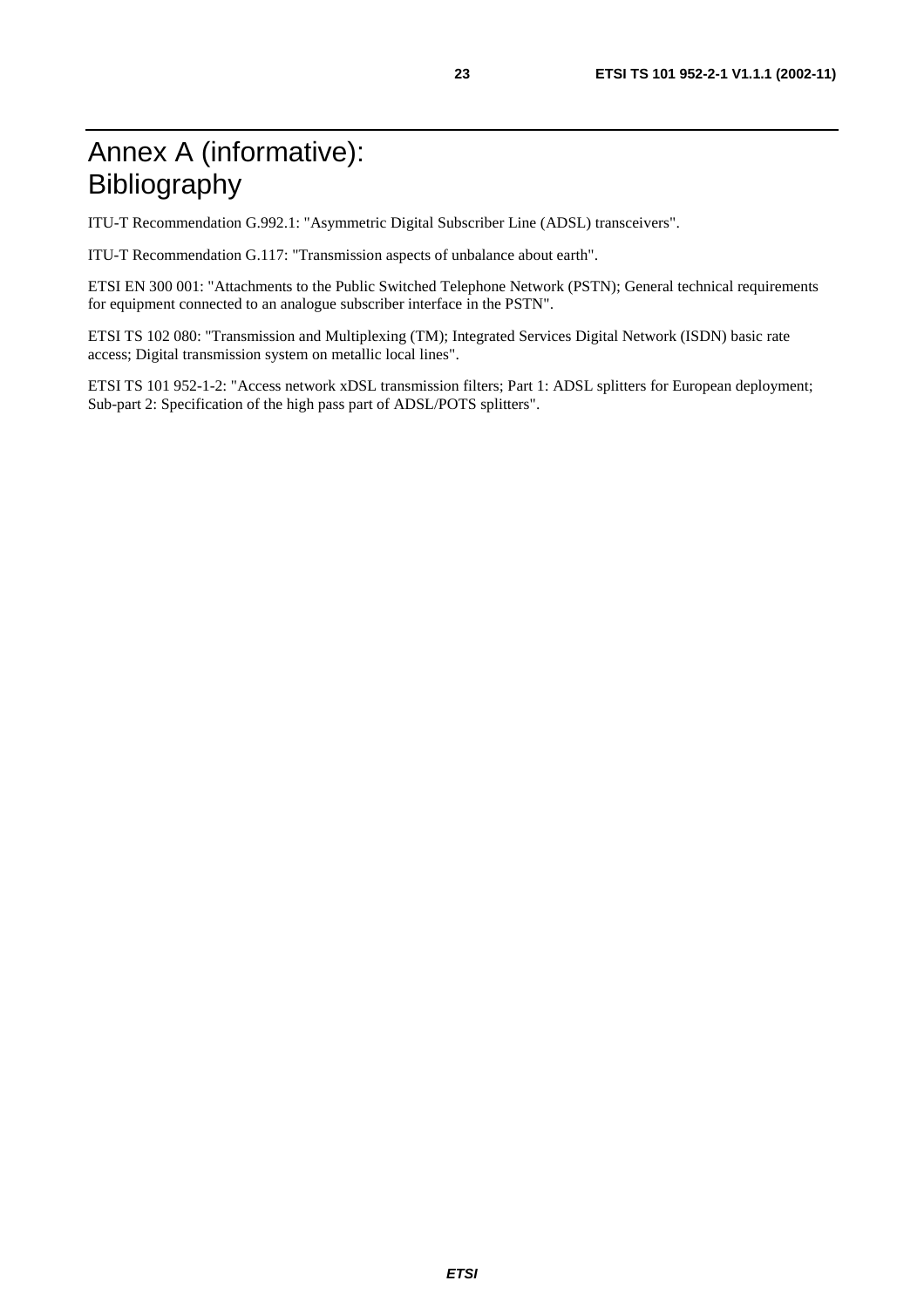# Annex A (informative): Bibliography

ITU-T Recommendation G.992.1: "Asymmetric Digital Subscriber Line (ADSL) transceivers".

ITU-T Recommendation G.117: "Transmission aspects of unbalance about earth".

ETSI EN 300 001: "Attachments to the Public Switched Telephone Network (PSTN); General technical requirements for equipment connected to an analogue subscriber interface in the PSTN".

ETSI TS 102 080: "Transmission and Multiplexing (TM); Integrated Services Digital Network (ISDN) basic rate access; Digital transmission system on metallic local lines".

ETSI TS 101 952-1-2: "Access network xDSL transmission filters; Part 1: ADSL splitters for European deployment; Sub-part 2: Specification of the high pass part of ADSL/POTS splitters".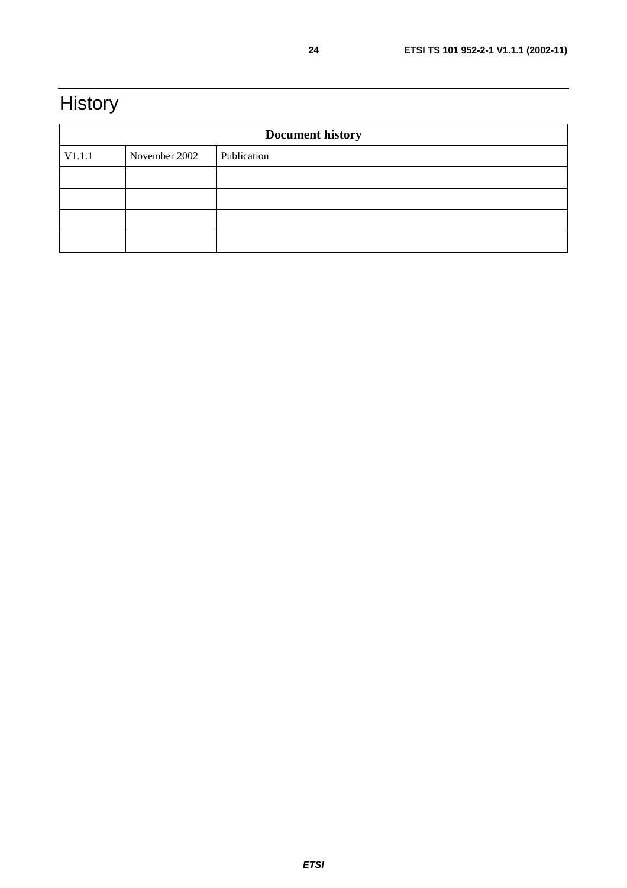# History

| Document history | | |
|---|---|---|
| V1.1.1 | November 2002 | Publication |
| | | |
| | | |
| | | |
| | | |